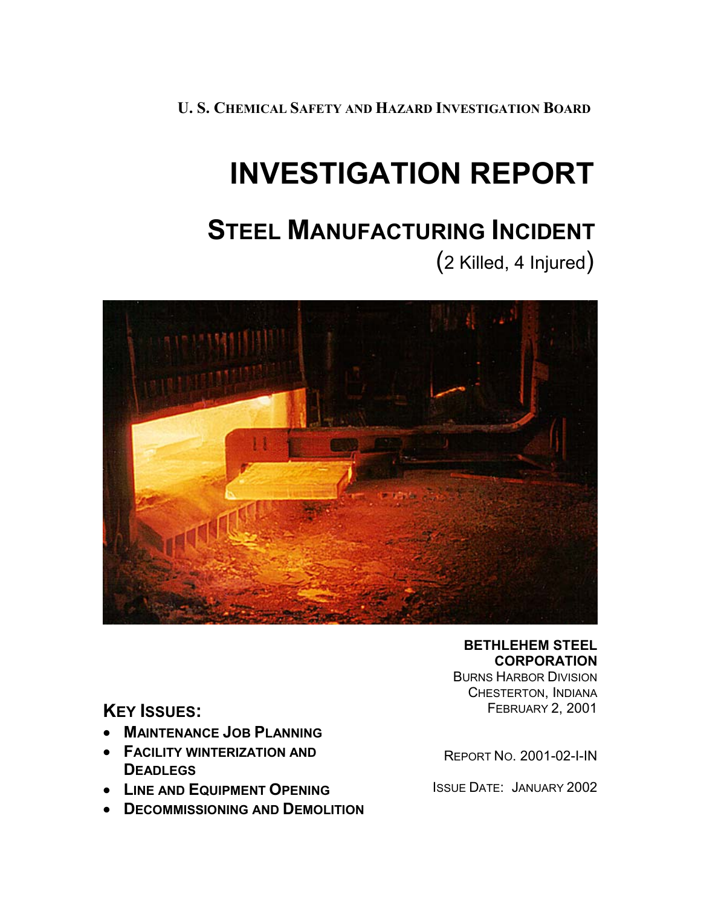**U. S. CHEMICAL SAFETY AND HAZARD INVESTIGATION BOARD**

# INVESTIGATION REPORT

## STEEL MANUFACTURING INCIDENT

(2 Killed, 4 Injured)

**BETHLEHEM STEEL CORPORATION**
BURNS HARBOR DIVISION
CHESTERTON, INDIANA
FEBRUARY 2, 2001

REPORT NO. 2001-02-I-IN

ISSUE DATE: JANUARY 2002

### KEY ISSUES:

- **MAINTENANCE JOB PLANNING**
- **FACILITY WINTERIZATION AND DEADLEGS**
- **LINE AND EQUIPMENT OPENING**
- **DECOMMISSIONING AND DEMOLITION**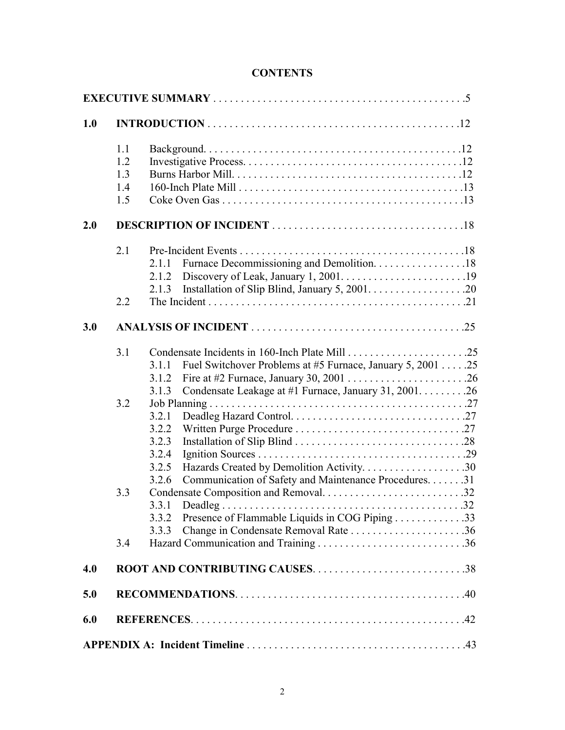# CONTENTS

**EXECUTIVE SUMMARY** . . . . . . . . . . . . . . . . . . . . . . . . . . . . . . . . . . . . . . . . . . . . .5

**1.0 INTRODUCTION** . . . . . . . . . . . . . . . . . . . . . . . . . . . . . . . . . . . . . . . . . . . . .12

- 1.1 Background. . . . . . . . . . . . . . . . . . . . . . . . . . . . . . . . . . . . . . . . . . . . . . .12
- 1.2 Investigative Process. . . . . . . . . . . . . . . . . . . . . . . . . . . . . . . . . . . . . . . .12
- 1.3 Burns Harbor Mill. . . . . . . . . . . . . . . . . . . . . . . . . . . . . . . . . . . . . . . . . .12
- 1.4 160-Inch Plate Mill . . . . . . . . . . . . . . . . . . . . . . . . . . . . . . . . . . . . . . . . .13
- 1.5 Coke Oven Gas . . . . . . . . . . . . . . . . . . . . . . . . . . . . . . . . . . . . . . . . . . . .13

**2.0 DESCRIPTION OF INCIDENT** . . . . . . . . . . . . . . . . . . . . . . . . . . . . . . . . . . .18

- 2.1 Pre-Incident Events . . . . . . . . . . . . . . . . . . . . . . . . . . . . . . . . . . . . . . . . .18
  - 2.1.1 Furnace Decommissioning and Demolition. . . . . . . . . . . . . . . . . .18
  - 2.1.2 Discovery of Leak, January 1, 2001. . . . . . . . . . . . . . . . . . . . . . . .19
  - 2.1.3 Installation of Slip Blind, January 5, 2001. . . . . . . . . . . . . . . . . . .20
- 2.2 The Incident . . . . . . . . . . . . . . . . . . . . . . . . . . . . . . . . . . . . . . . . . . . . . .21

**3.0 ANALYSIS OF INCIDENT** . . . . . . . . . . . . . . . . . . . . . . . . . . . . . . . . . . . . . . .25

- 3.1 Condensate Incidents in 160-Inch Plate Mill . . . . . . . . . . . . . . . . . . . . . .25
  - 3.1.1 Fuel Switchover Problems at #5 Furnace, January 5, 2001 . . . . .25
  - 3.1.2 Fire at #2 Furnace, January 30, 2001 . . . . . . . . . . . . . . . . . . . . . .26
  - 3.1.3 Condensate Leakage at #1 Furnace, January 31, 2001. . . . . . . . .26
- 3.2 Job Planning . . . . . . . . . . . . . . . . . . . . . . . . . . . . . . . . . . . . . . . . . . . . . .27
  - 3.2.1 Deadleg Hazard Control. . . . . . . . . . . . . . . . . . . . . . . . . . . . . . . .27
  - 3.2.2 Written Purge Procedure . . . . . . . . . . . . . . . . . . . . . . . . . . . . . . .27
  - 3.2.3 Installation of Slip Blind . . . . . . . . . . . . . . . . . . . . . . . . . . . . . . .28
  - 3.2.4 Ignition Sources . . . . . . . . . . . . . . . . . . . . . . . . . . . . . . . . . . . . .29
  - 3.2.5 Hazards Created by Demolition Activity. . . . . . . . . . . . . . . . . . . .30
  - 3.2.6 Communication of Safety and Maintenance Procedures. . . . . . .31
- 3.3 Condensate Composition and Removal. . . . . . . . . . . . . . . . . . . . . . . . . .32
  - 3.3.1 Deadleg . . . . . . . . . . . . . . . . . . . . . . . . . . . . . . . . . . . . . . . . . . .32
  - 3.3.2 Presence of Flammable Liquids in COG Piping . . . . . . . . . . . . .33
  - 3.3.3 Change in Condensate Removal Rate . . . . . . . . . . . . . . . . . . . . .36
- 3.4 Hazard Communication and Training . . . . . . . . . . . . . . . . . . . . . . . . . . .36

**4.0 ROOT AND CONTRIBUTING CAUSES**. . . . . . . . . . . . . . . . . . . . . . . . . . . .38

**5.0 RECOMMENDATIONS**. . . . . . . . . . . . . . . . . . . . . . . . . . . . . . . . . . . . . . . . .40

**6.0 REFERENCES**. . . . . . . . . . . . . . . . . . . . . . . . . . . . . . . . . . . . . . . . . . . . . . . .42

**APPENDIX A: Incident Timeline** . . . . . . . . . . . . . . . . . . . . . . . . . . . . . . . . . . . . . .43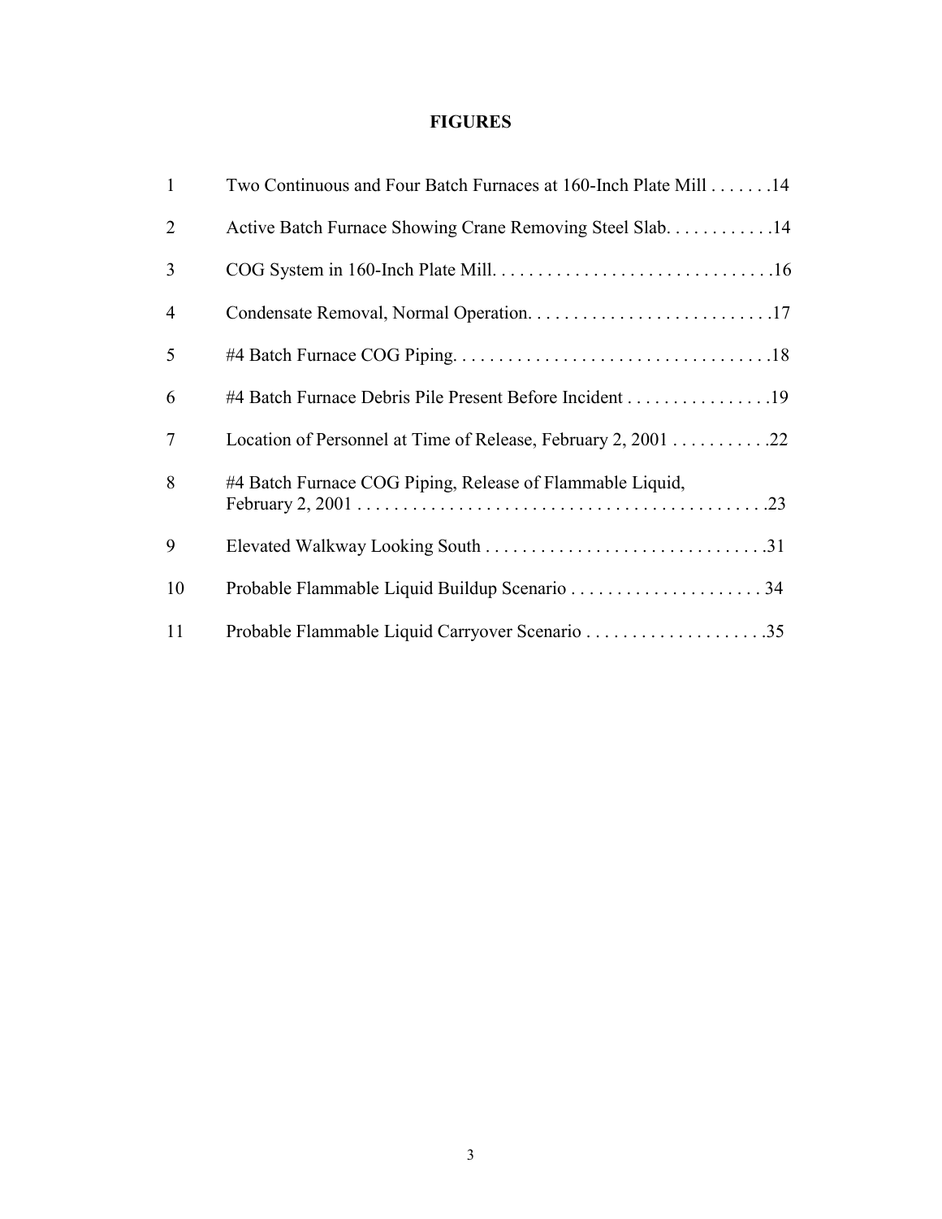# FIGURES

| | | |
|---|---|---|
| 1 | Two Continuous and Four Batch Furnaces at 160-Inch Plate Mill | 14 |
| 2 | Active Batch Furnace Showing Crane Removing Steel Slab | 14 |
| 3 | COG System in 160-Inch Plate Mill | 16 |
| 4 | Condensate Removal, Normal Operation | 17 |
| 5 | #4 Batch Furnace COG Piping | 18 |
| 6 | #4 Batch Furnace Debris Pile Present Before Incident | 19 |
| 7 | Location of Personnel at Time of Release, February 2, 2001 | 22 |
| 8 | #4 Batch Furnace COG Piping, Release of Flammable Liquid, February 2, 2001 | 23 |
| 9 | Elevated Walkway Looking South | 31 |
| 10 | Probable Flammable Liquid Buildup Scenario | 34 |
| 11 | Probable Flammable Liquid Carryover Scenario | 35 |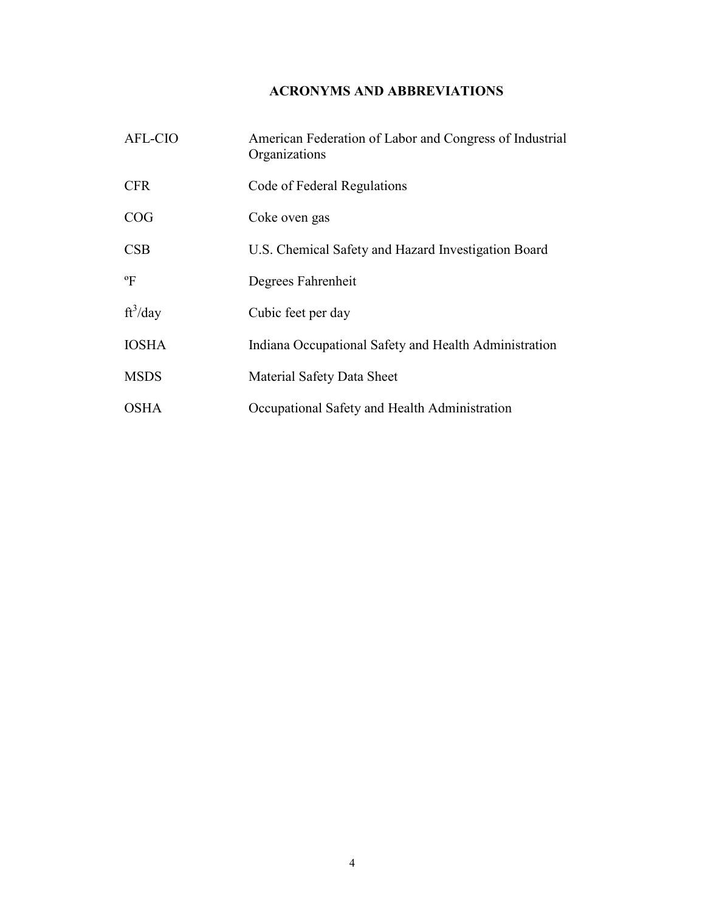# ACRONYMS AND ABBREVIATIONS

| | |
|---|---|
| AFL-CIO | American Federation of Labor and Congress of Industrial Organizations |
| CFR | Code of Federal Regulations |
| COG | Coke oven gas |
| CSB | U.S. Chemical Safety and Hazard Investigation Board |
| ºF | Degrees Fahrenheit |
| $ft^3$/day | Cubic feet per day |
| IOSHA | Indiana Occupational Safety and Health Administration |
| MSDS | Material Safety Data Sheet |
| OSHA | Occupational Safety and Health Administration |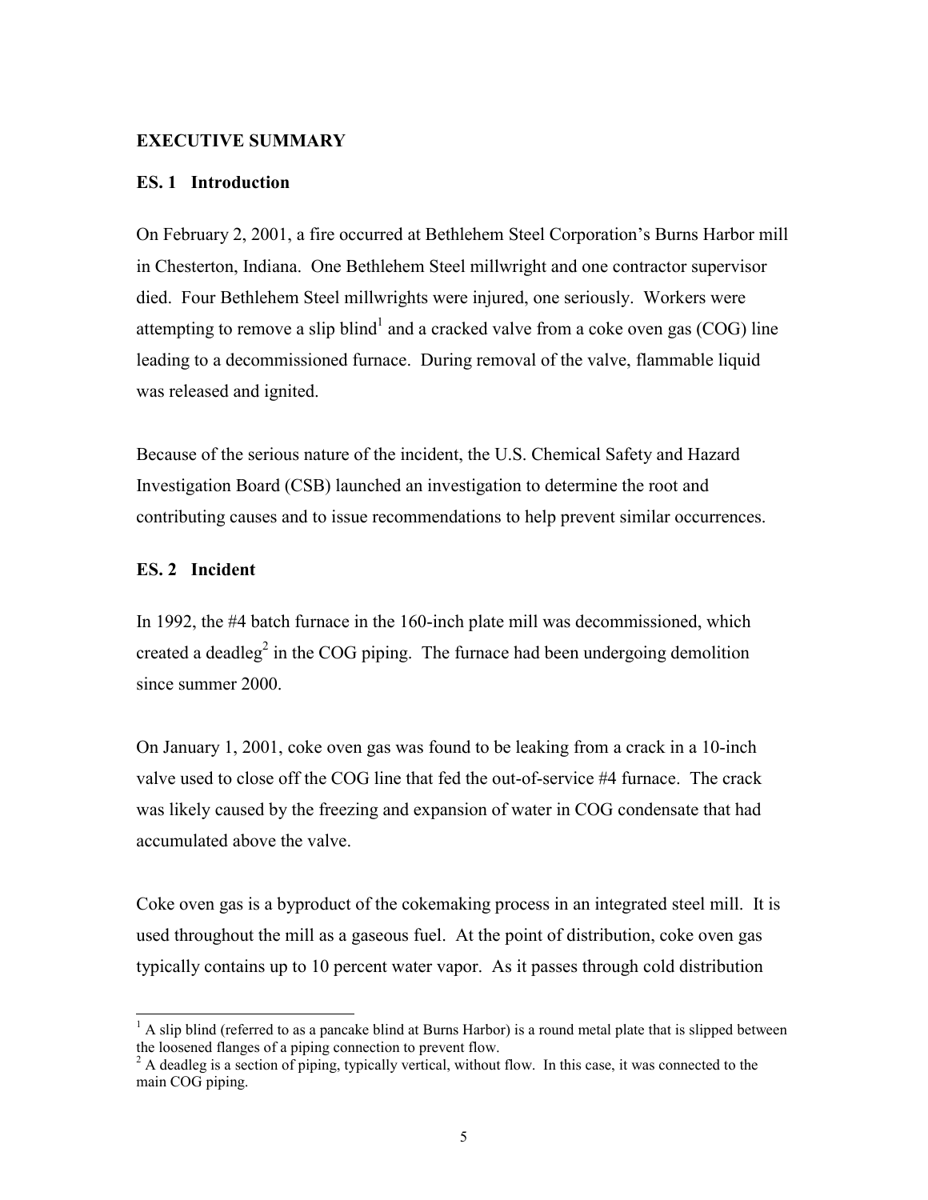## EXECUTIVE SUMMARY

### ES. 1 Introduction

On February 2, 2001, a fire occurred at Bethlehem Steel Corporation's Burns Harbor mill in Chesterton, Indiana. One Bethlehem Steel millwright and one contractor supervisor died. Four Bethlehem Steel millwrights were injured, one seriously. Workers were attempting to remove a slip blind[1] and a cracked valve from a coke oven gas (COG) line leading to a decommissioned furnace. During removal of the valve, flammable liquid was released and ignited.

Because of the serious nature of the incident, the U.S. Chemical Safety and Hazard Investigation Board (CSB) launched an investigation to determine the root and contributing causes and to issue recommendations to help prevent similar occurrences.

### ES. 2 Incident

In 1992, the #4 batch furnace in the 160-inch plate mill was decommissioned, which created a deadleg[2] in the COG piping. The furnace had been undergoing demolition since summer 2000.

On January 1, 2001, coke oven gas was found to be leaking from a crack in a 10-inch valve used to close off the COG line that fed the out-of-service #4 furnace. The crack was likely caused by the freezing and expansion of water in COG condensate that had accumulated above the valve.

Coke oven gas is a byproduct of the cokemaking process in an integrated steel mill. It is used throughout the mill as a gaseous fuel. At the point of distribution, coke oven gas typically contains up to 10 percent water vapor. As it passes through cold distribution

---

[1] A slip blind (referred to as a pancake blind at Burns Harbor) is a round metal plate that is slipped between the loosened flanges of a piping connection to prevent flow.

[2] A deadleg is a section of piping, typically vertical, without flow. In this case, it was connected to the main COG piping.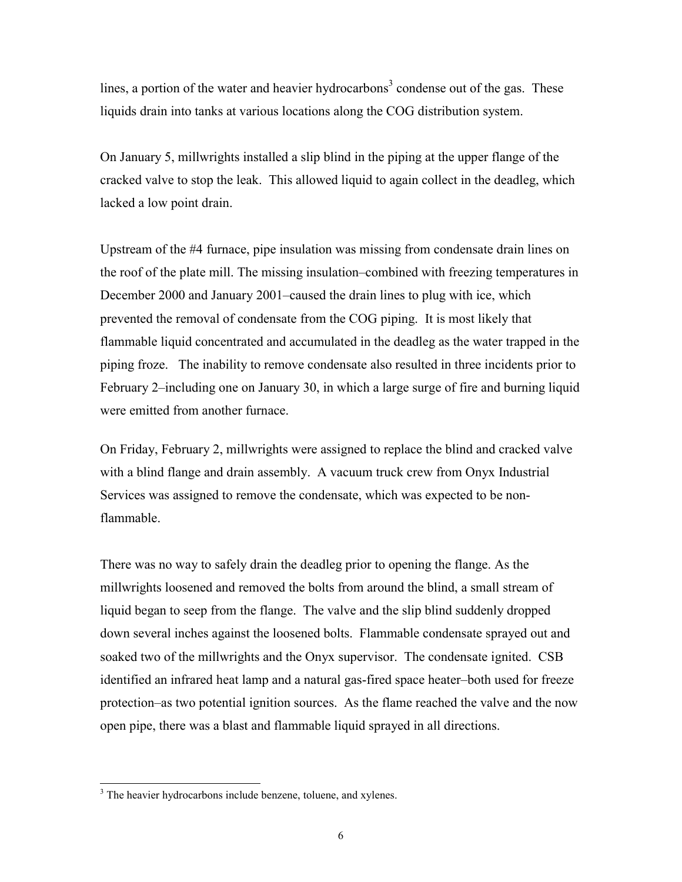lines, a portion of the water and heavier hydrocarbons[3] condense out of the gas. These liquids drain into tanks at various locations along the COG distribution system.

On January 5, millwrights installed a slip blind in the piping at the upper flange of the cracked valve to stop the leak. This allowed liquid to again collect in the deadleg, which lacked a low point drain.

Upstream of the #4 furnace, pipe insulation was missing from condensate drain lines on the roof of the plate mill. The missing insulation–combined with freezing temperatures in December 2000 and January 2001–caused the drain lines to plug with ice, which prevented the removal of condensate from the COG piping. It is most likely that flammable liquid concentrated and accumulated in the deadleg as the water trapped in the piping froze. The inability to remove condensate also resulted in three incidents prior to February 2–including one on January 30, in which a large surge of fire and burning liquid were emitted from another furnace.

On Friday, February 2, millwrights were assigned to replace the blind and cracked valve with a blind flange and drain assembly. A vacuum truck crew from Onyx Industrial Services was assigned to remove the condensate, which was expected to be non-flammable.

There was no way to safely drain the deadleg prior to opening the flange. As the millwrights loosened and removed the bolts from around the blind, a small stream of liquid began to seep from the flange. The valve and the slip blind suddenly dropped down several inches against the loosened bolts. Flammable condensate sprayed out and soaked two of the millwrights and the Onyx supervisor. The condensate ignited. CSB identified an infrared heat lamp and a natural gas-fired space heater–both used for freeze protection–as two potential ignition sources. As the flame reached the valve and the now open pipe, there was a blast and flammable liquid sprayed in all directions.

[3] The heavier hydrocarbons include benzene, toluene, and xylenes.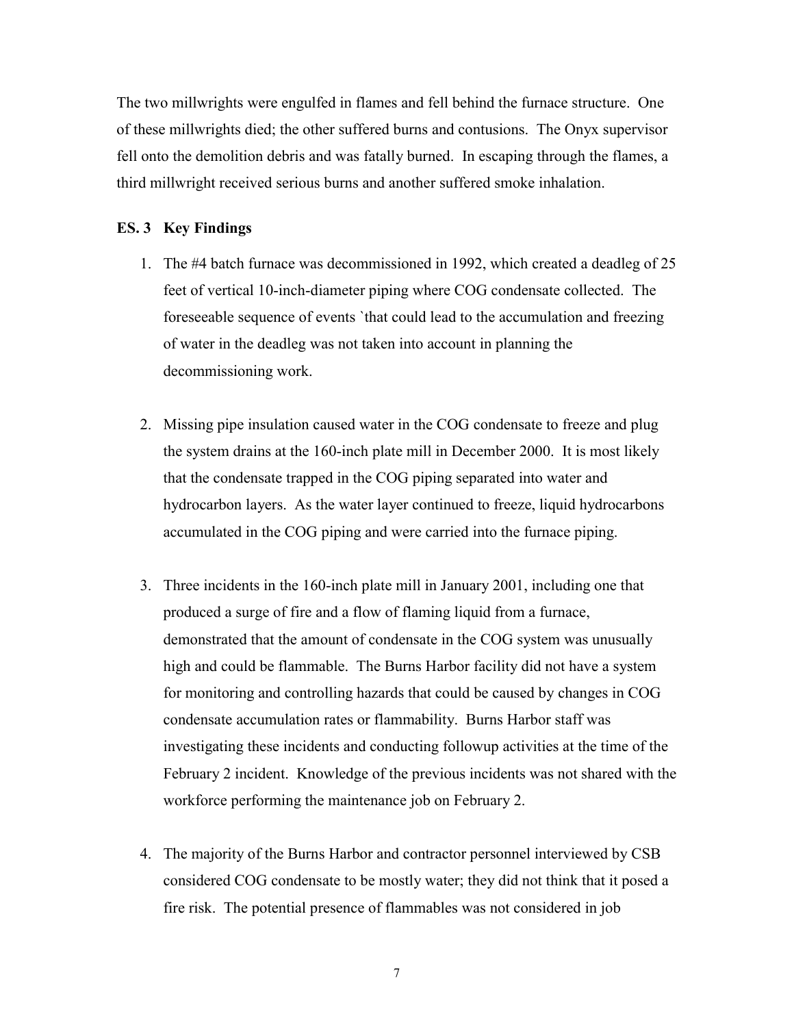The two millwrights were engulfed in flames and fell behind the furnace structure. One of these millwrights died; the other suffered burns and contusions. The Onyx supervisor fell onto the demolition debris and was fatally burned. In escaping through the flames, a third millwright received serious burns and another suffered smoke inhalation.

### ES. 3 Key Findings

1. The #4 batch furnace was decommissioned in 1992, which created a deadleg of 25 feet of vertical 10-inch-diameter piping where COG condensate collected. The foreseeable sequence of events `that could lead to the accumulation and freezing of water in the deadleg was not taken into account in planning the decommissioning work.

2. Missing pipe insulation caused water in the COG condensate to freeze and plug the system drains at the 160-inch plate mill in December 2000. It is most likely that the condensate trapped in the COG piping separated into water and hydrocarbon layers. As the water layer continued to freeze, liquid hydrocarbons accumulated in the COG piping and were carried into the furnace piping.

3. Three incidents in the 160-inch plate mill in January 2001, including one that produced a surge of fire and a flow of flaming liquid from a furnace, demonstrated that the amount of condensate in the COG system was unusually high and could be flammable. The Burns Harbor facility did not have a system for monitoring and controlling hazards that could be caused by changes in COG condensate accumulation rates or flammability. Burns Harbor staff was investigating these incidents and conducting followup activities at the time of the February 2 incident. Knowledge of the previous incidents was not shared with the workforce performing the maintenance job on February 2.

4. The majority of the Burns Harbor and contractor personnel interviewed by CSB considered COG condensate to be mostly water; they did not think that it posed a fire risk. The potential presence of flammables was not considered in job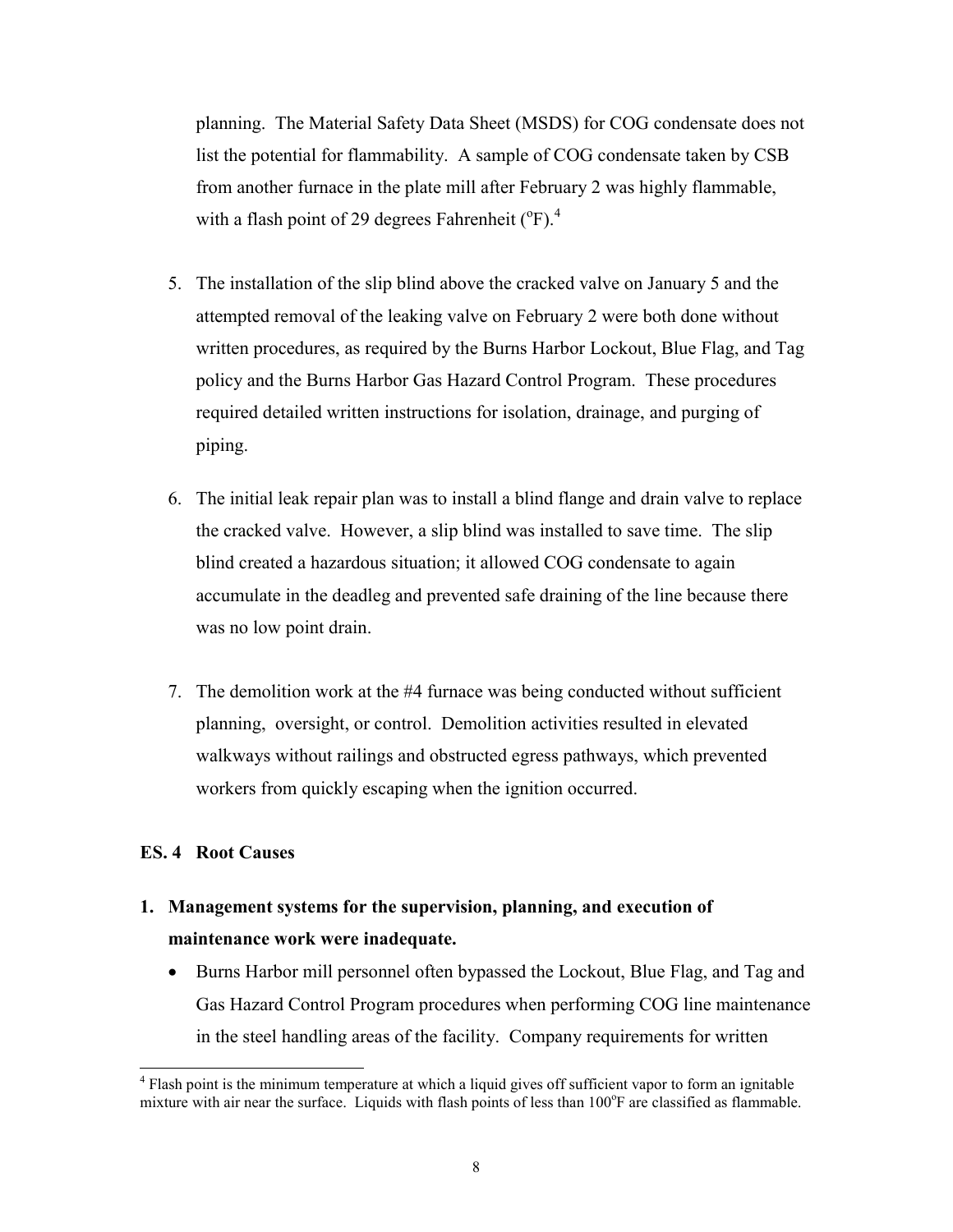planning. The Material Safety Data Sheet (MSDS) for COG condensate does not list the potential for flammability. A sample of COG condensate taken by CSB from another furnace in the plate mill after February 2 was highly flammable, with a flash point of 29 degrees Fahrenheit ($^{o}$F).[4]

5. The installation of the slip blind above the cracked valve on January 5 and the attempted removal of the leaking valve on February 2 were both done without written procedures, as required by the Burns Harbor Lockout, Blue Flag, and Tag policy and the Burns Harbor Gas Hazard Control Program. These procedures required detailed written instructions for isolation, drainage, and purging of piping.

6. The initial leak repair plan was to install a blind flange and drain valve to replace the cracked valve. However, a slip blind was installed to save time. The slip blind created a hazardous situation; it allowed COG condensate to again accumulate in the deadleg and prevented safe draining of the line because there was no low point drain.

7. The demolition work at the #4 furnace was being conducted without sufficient planning, oversight, or control. Demolition activities resulted in elevated walkways without railings and obstructed egress pathways, which prevented workers from quickly escaping when the ignition occurred.

### ES. 4 Root Causes

**1. Management systems for the supervision, planning, and execution of maintenance work were inadequate.**

- Burns Harbor mill personnel often bypassed the Lockout, Blue Flag, and Tag and Gas Hazard Control Program procedures when performing COG line maintenance in the steel handling areas of the facility. Company requirements for written

[4] Flash point is the minimum temperature at which a liquid gives off sufficient vapor to form an ignitable mixture with air near the surface. Liquids with flash points of less than 100$^{o}$F are classified as flammable.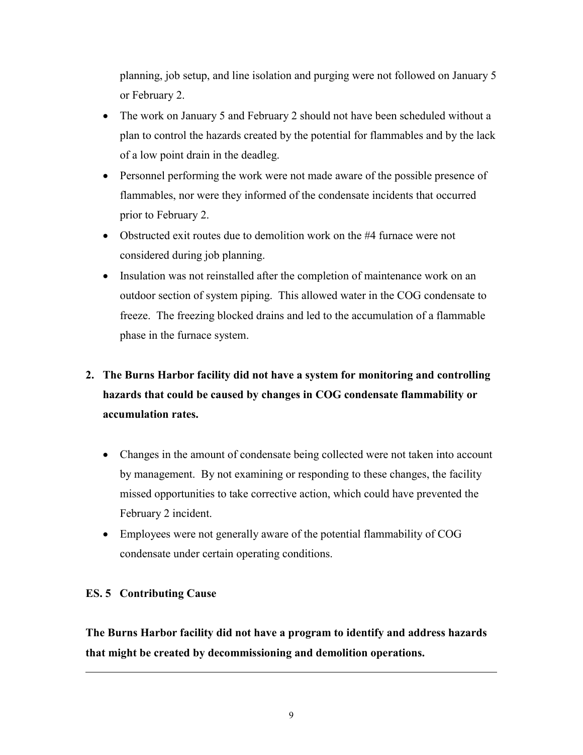planning, job setup, and line isolation and purging were not followed on January 5 or February 2.

- The work on January 5 and February 2 should not have been scheduled without a plan to control the hazards created by the potential for flammables and by the lack of a low point drain in the deadleg.
- Personnel performing the work were not made aware of the possible presence of flammables, nor were they informed of the condensate incidents that occurred prior to February 2.
- Obstructed exit routes due to demolition work on the #4 furnace were not considered during job planning.
- Insulation was not reinstalled after the completion of maintenance work on an outdoor section of system piping. This allowed water in the COG condensate to freeze. The freezing blocked drains and led to the accumulation of a flammable phase in the furnace system.

**2. The Burns Harbor facility did not have a system for monitoring and controlling hazards that could be caused by changes in COG condensate flammability or accumulation rates.**

- Changes in the amount of condensate being collected were not taken into account by management. By not examining or responding to these changes, the facility missed opportunities to take corrective action, which could have prevented the February 2 incident.
- Employees were not generally aware of the potential flammability of COG condensate under certain operating conditions.

### ES. 5 Contributing Cause

**The Burns Harbor facility did not have a program to identify and address hazards that might be created by decommissioning and demolition operations.**

---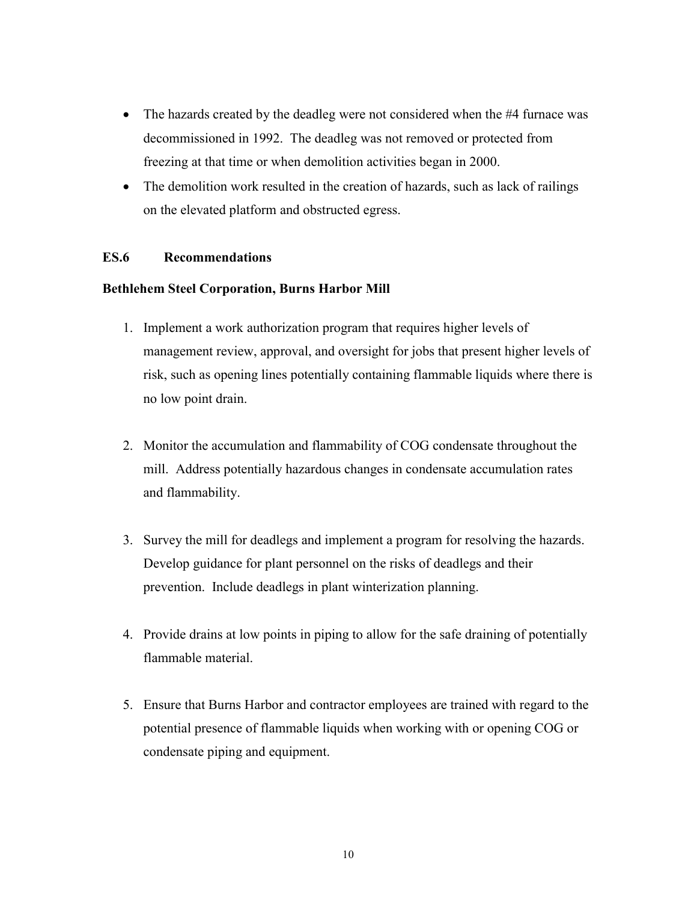- The hazards created by the deadleg were not considered when the #4 furnace was decommissioned in 1992. The deadleg was not removed or protected from freezing at that time or when demolition activities began in 2000.
- The demolition work resulted in the creation of hazards, such as lack of railings on the elevated platform and obstructed egress.

## ES.6 Recommendations

**Bethlehem Steel Corporation, Burns Harbor Mill**

1. Implement a work authorization program that requires higher levels of management review, approval, and oversight for jobs that present higher levels of risk, such as opening lines potentially containing flammable liquids where there is no low point drain.

2. Monitor the accumulation and flammability of COG condensate throughout the mill. Address potentially hazardous changes in condensate accumulation rates and flammability.

3. Survey the mill for deadlegs and implement a program for resolving the hazards. Develop guidance for plant personnel on the risks of deadlegs and their prevention. Include deadlegs in plant winterization planning.

4. Provide drains at low points in piping to allow for the safe draining of potentially flammable material.

5. Ensure that Burns Harbor and contractor employees are trained with regard to the potential presence of flammable liquids when working with or opening COG or condensate piping and equipment.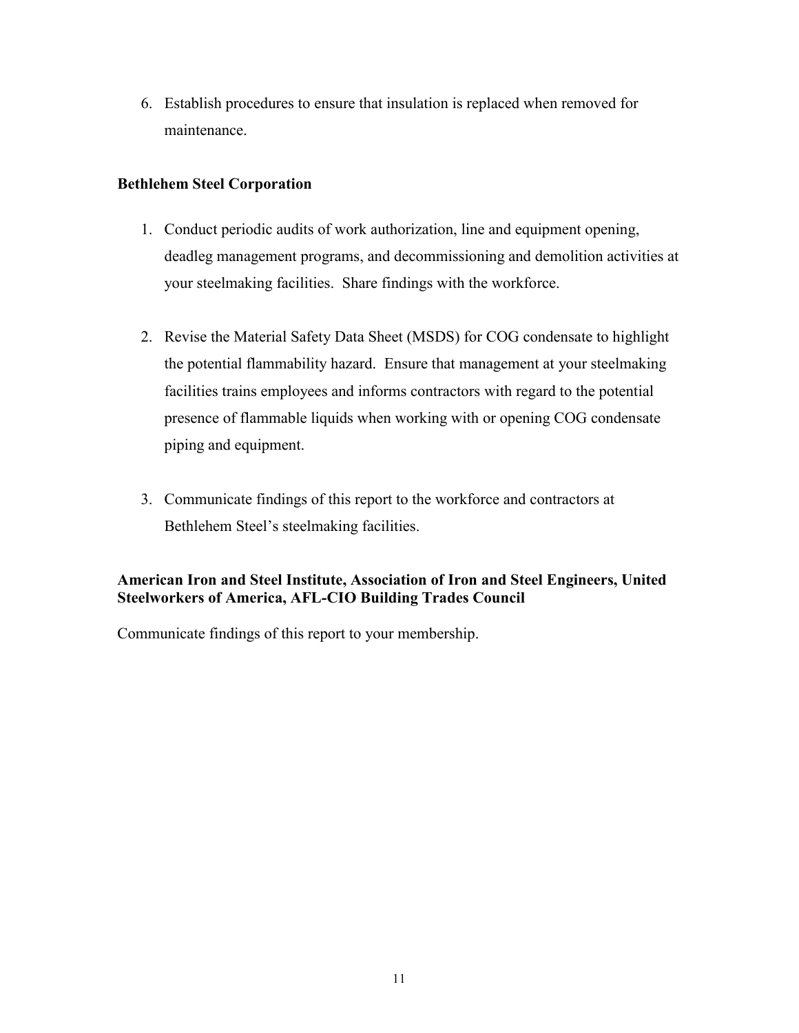6. Establish procedures to ensure that insulation is replaced when removed for maintenance.

**Bethlehem Steel Corporation**

1. Conduct periodic audits of work authorization, line and equipment opening, deadleg management programs, and decommissioning and demolition activities at your steelmaking facilities. Share findings with the workforce.

2. Revise the Material Safety Data Sheet (MSDS) for COG condensate to highlight the potential flammability hazard. Ensure that management at your steelmaking facilities trains employees and informs contractors with regard to the potential presence of flammable liquids when working with or opening COG condensate piping and equipment.

3. Communicate findings of this report to the workforce and contractors at Bethlehem Steel's steelmaking facilities.

**American Iron and Steel Institute, Association of Iron and Steel Engineers, United Steelworkers of America, AFL-CIO Building Trades Council**

Communicate findings of this report to your membership.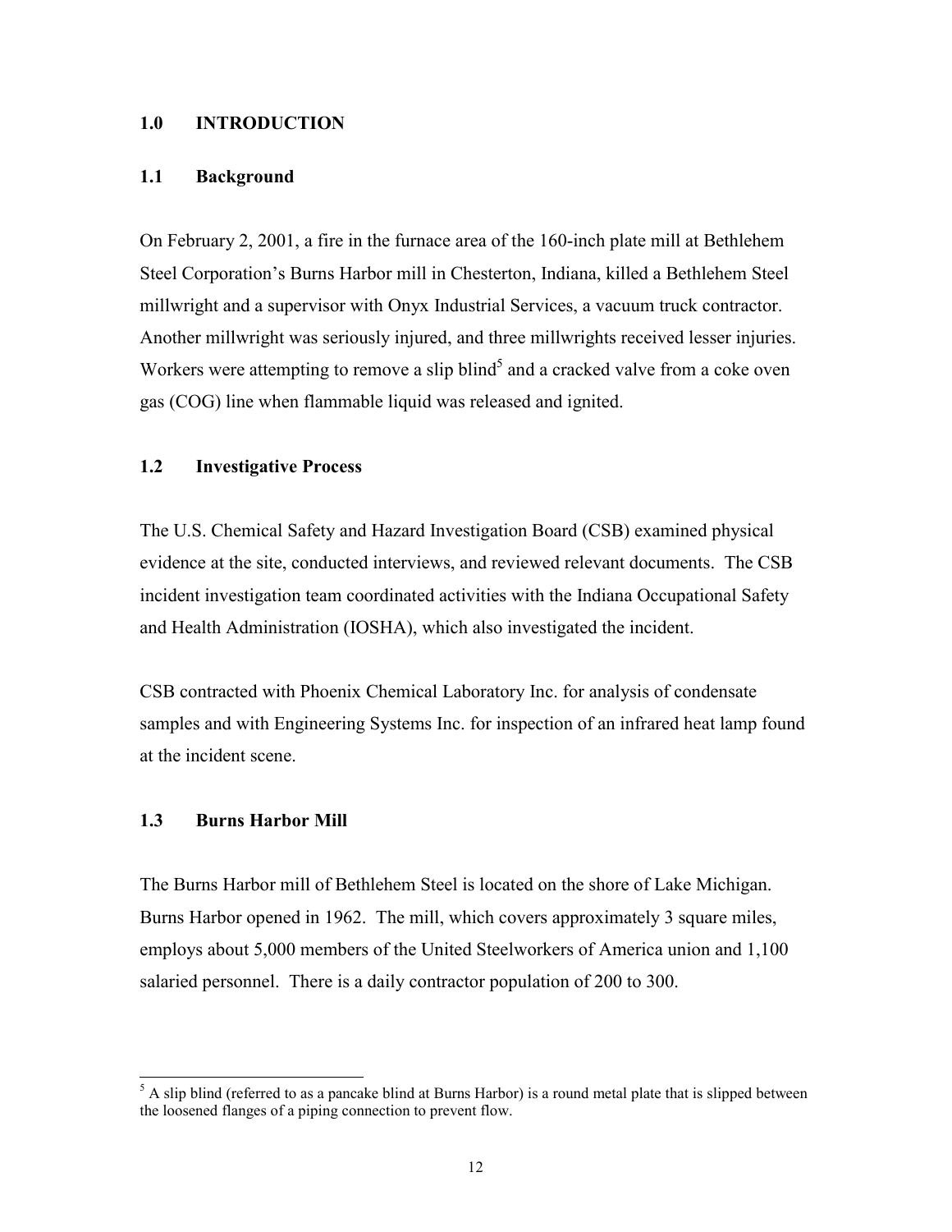## 1.0 INTRODUCTION

### 1.1 Background

On February 2, 2001, a fire in the furnace area of the 160-inch plate mill at Bethlehem Steel Corporation's Burns Harbor mill in Chesterton, Indiana, killed a Bethlehem Steel millwright and a supervisor with Onyx Industrial Services, a vacuum truck contractor. Another millwright was seriously injured, and three millwrights received lesser injuries. Workers were attempting to remove a slip blind[5] and a cracked valve from a coke oven gas (COG) line when flammable liquid was released and ignited.

### 1.2 Investigative Process

The U.S. Chemical Safety and Hazard Investigation Board (CSB) examined physical evidence at the site, conducted interviews, and reviewed relevant documents. The CSB incident investigation team coordinated activities with the Indiana Occupational Safety and Health Administration (IOSHA), which also investigated the incident.

CSB contracted with Phoenix Chemical Laboratory Inc. for analysis of condensate samples and with Engineering Systems Inc. for inspection of an infrared heat lamp found at the incident scene.

### 1.3 Burns Harbor Mill

The Burns Harbor mill of Bethlehem Steel is located on the shore of Lake Michigan. Burns Harbor opened in 1962. The mill, which covers approximately 3 square miles, employs about 5,000 members of the United Steelworkers of America union and 1,100 salaried personnel. There is a daily contractor population of 200 to 300.

---

[5] A slip blind (referred to as a pancake blind at Burns Harbor) is a round metal plate that is slipped between the loosened flanges of a piping connection to prevent flow.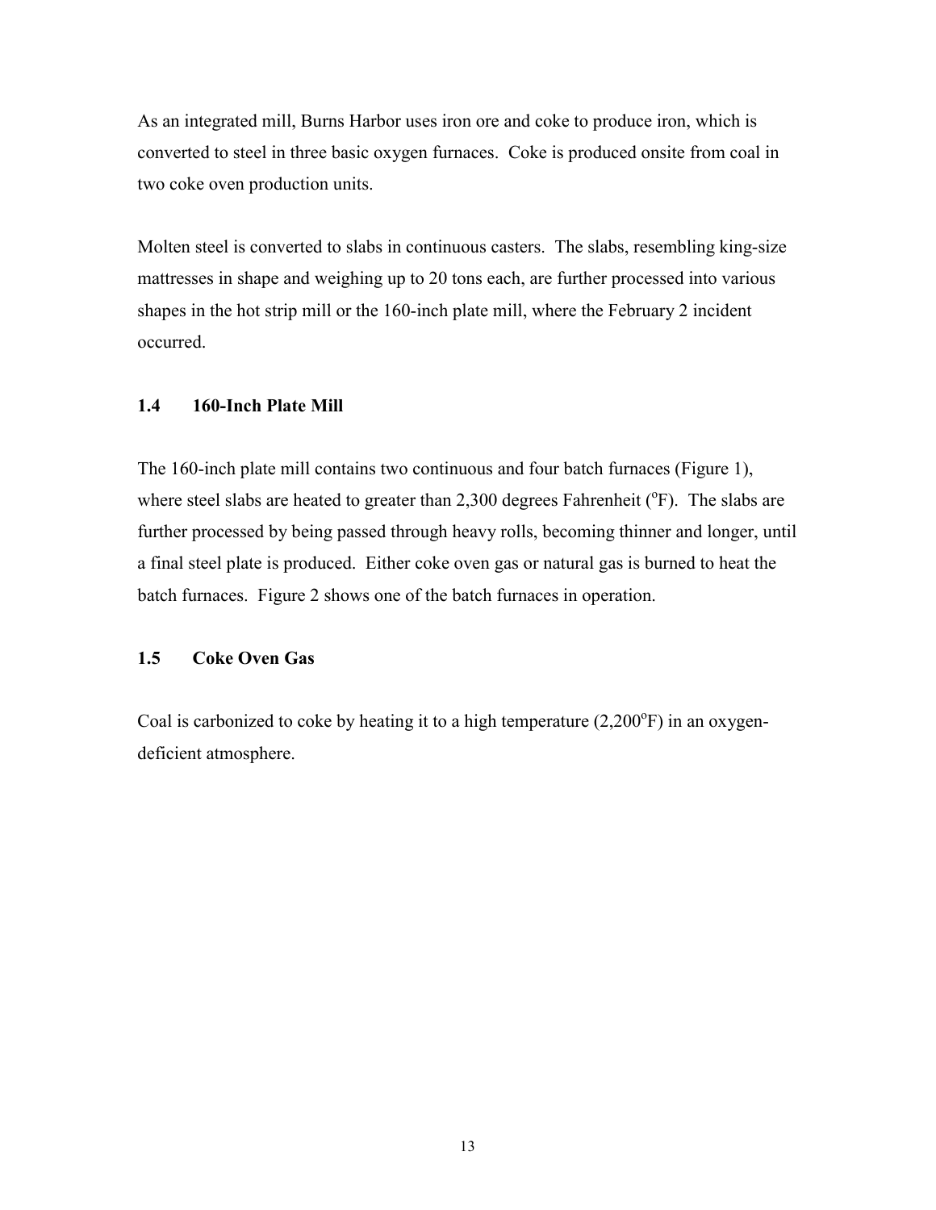As an integrated mill, Burns Harbor uses iron ore and coke to produce iron, which is converted to steel in three basic oxygen furnaces. Coke is produced onsite from coal in two coke oven production units.

Molten steel is converted to slabs in continuous casters. The slabs, resembling king-size mattresses in shape and weighing up to 20 tons each, are further processed into various shapes in the hot strip mill or the 160-inch plate mill, where the February 2 incident occurred.

### 1.4 160-Inch Plate Mill

The 160-inch plate mill contains two continuous and four batch furnaces (Figure 1), where steel slabs are heated to greater than 2,300 degrees Fahrenheit ($^{o}$F). The slabs are further processed by being passed through heavy rolls, becoming thinner and longer, until a final steel plate is produced. Either coke oven gas or natural gas is burned to heat the batch furnaces. Figure 2 shows one of the batch furnaces in operation.

### 1.5 Coke Oven Gas

Coal is carbonized to coke by heating it to a high temperature (2,200$^{o}$F) in an oxygen-deficient atmosphere.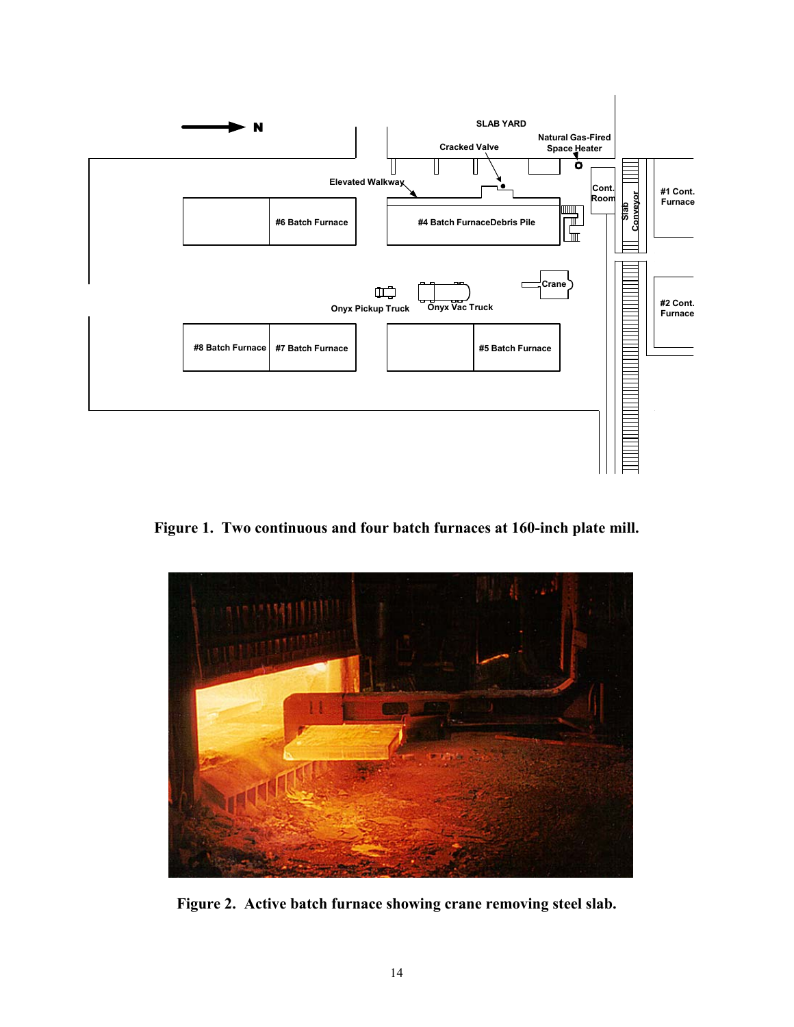Figure 1. Two continuous and four batch furnaces at 160-inch plate mill.

Figure 2. Active batch furnace showing crane removing steel slab.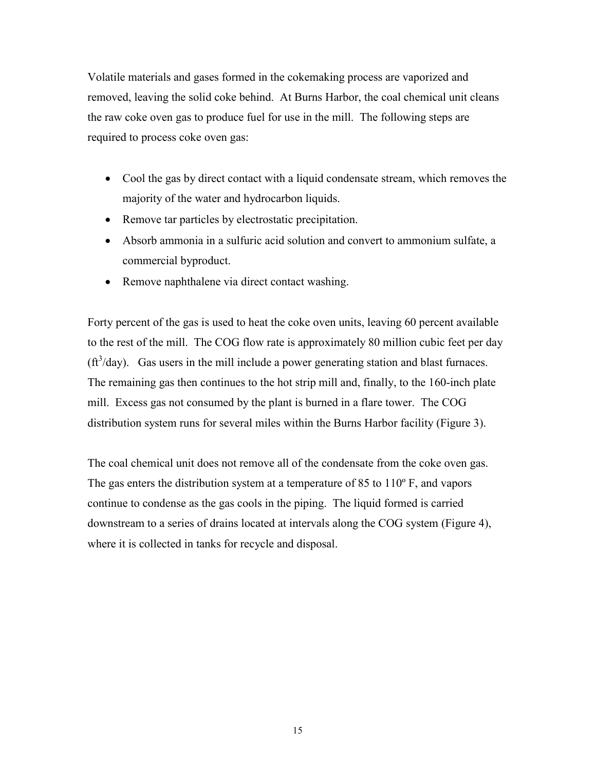Volatile materials and gases formed in the cokemaking process are vaporized and removed, leaving the solid coke behind. At Burns Harbor, the coal chemical unit cleans the raw coke oven gas to produce fuel for use in the mill. The following steps are required to process coke oven gas:

- Cool the gas by direct contact with a liquid condensate stream, which removes the majority of the water and hydrocarbon liquids.
- Remove tar particles by electrostatic precipitation.
- Absorb ammonia in a sulfuric acid solution and convert to ammonium sulfate, a commercial byproduct.
- Remove naphthalene via direct contact washing.

Forty percent of the gas is used to heat the coke oven units, leaving 60 percent available to the rest of the mill. The COG flow rate is approximately 80 million cubic feet per day ($ft^3$/day). Gas users in the mill include a power generating station and blast furnaces. The remaining gas then continues to the hot strip mill and, finally, to the 160-inch plate mill. Excess gas not consumed by the plant is burned in a flare tower. The COG distribution system runs for several miles within the Burns Harbor facility (Figure 3).

The coal chemical unit does not remove all of the condensate from the coke oven gas. The gas enters the distribution system at a temperature of 85 to 110º F, and vapors continue to condense as the gas cools in the piping. The liquid formed is carried downstream to a series of drains located at intervals along the COG system (Figure 4), where it is collected in tanks for recycle and disposal.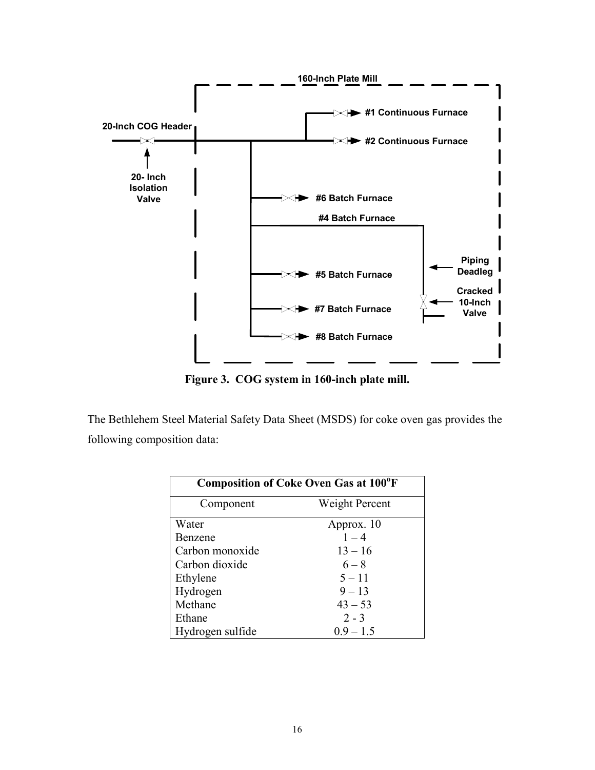Figure 3. COG system in 160-inch plate mill.

The Bethlehem Steel Material Safety Data Sheet (MSDS) for coke oven gas provides the following composition data:

| Composition of Coke Oven Gas at 100°F | |
|---|---|
| Component | Weight Percent |
| Water | Approx. 10 |
| Benzene | 1 – 4 |
| Carbon monoxide | 13 – 16 |
| Carbon dioxide | 6 – 8 |
| Ethylene | 5 – 11 |
| Hydrogen | 9 – 13 |
| Methane | 43 – 53 |
| Ethane | 2 - 3 |
| Hydrogen sulfide | 0.9 – 1.5 |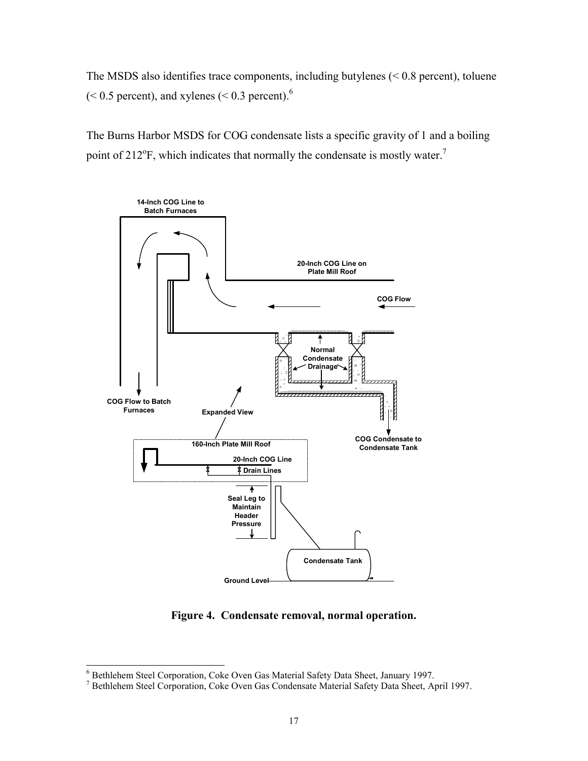The MSDS also identifies trace components, including butylenes (< 0.8 percent), toluene (< 0.5 percent), and xylenes (< 0.3 percent).[6]

The Burns Harbor MSDS for COG condensate lists a specific gravity of 1 and a boiling point of 212°F, which indicates that normally the condensate is mostly water.[7]

**Figure 4. Condensate removal, normal operation.**

---

[6] Bethlehem Steel Corporation, Coke Oven Gas Material Safety Data Sheet, January 1997.

[7] Bethlehem Steel Corporation, Coke Oven Gas Condensate Material Safety Data Sheet, April 1997.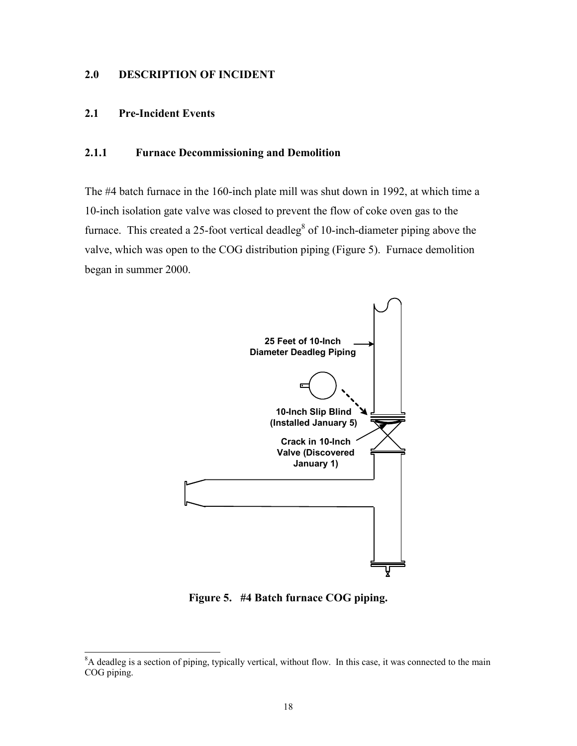## 2.0 DESCRIPTION OF INCIDENT

### 2.1 Pre-Incident Events

#### 2.1.1 Furnace Decommissioning and Demolition

The #4 batch furnace in the 160-inch plate mill was shut down in 1992, at which time a 10-inch isolation gate valve was closed to prevent the flow of coke oven gas to the furnace. This created a 25-foot vertical deadleg[8] of 10-inch-diameter piping above the valve, which was open to the COG distribution piping (Figure 5). Furnace demolition began in summer 2000.

25 Feet of 10-Inch Diameter Deadleg Piping

10-Inch Slip Blind (Installed January 5)

Crack in 10-Inch Valve (Discovered January 1)

**Figure 5. #4 Batch furnace COG piping.**

[8] A deadleg is a section of piping, typically vertical, without flow. In this case, it was connected to the main COG piping.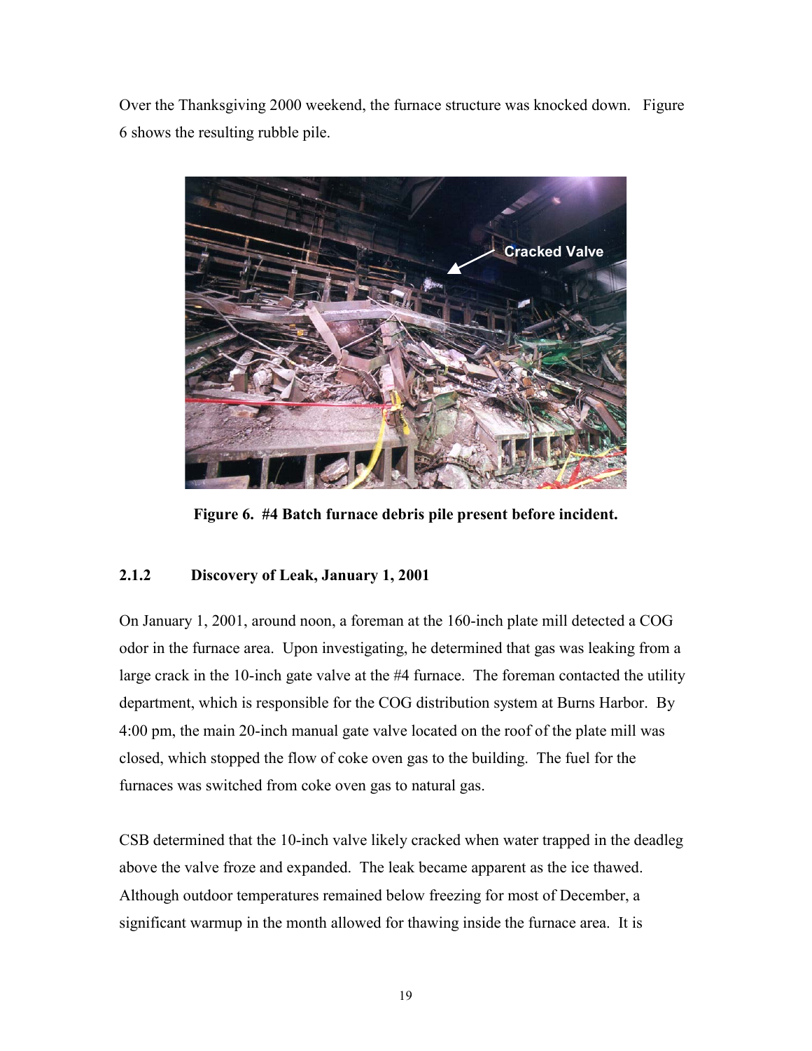Over the Thanksgiving 2000 weekend, the furnace structure was knocked down. Figure 6 shows the resulting rubble pile.

**Figure 6. #4 Batch furnace debris pile present before incident.**

### 2.1.2 Discovery of Leak, January 1, 2001

On January 1, 2001, around noon, a foreman at the 160-inch plate mill detected a COG odor in the furnace area. Upon investigating, he determined that gas was leaking from a large crack in the 10-inch gate valve at the #4 furnace. The foreman contacted the utility department, which is responsible for the COG distribution system at Burns Harbor. By 4:00 pm, the main 20-inch manual gate valve located on the roof of the plate mill was closed, which stopped the flow of coke oven gas to the building. The fuel for the furnaces was switched from coke oven gas to natural gas.

CSB determined that the 10-inch valve likely cracked when water trapped in the deadleg above the valve froze and expanded. The leak became apparent as the ice thawed. Although outdoor temperatures remained below freezing for most of December, a significant warmup in the month allowed for thawing inside the furnace area. It is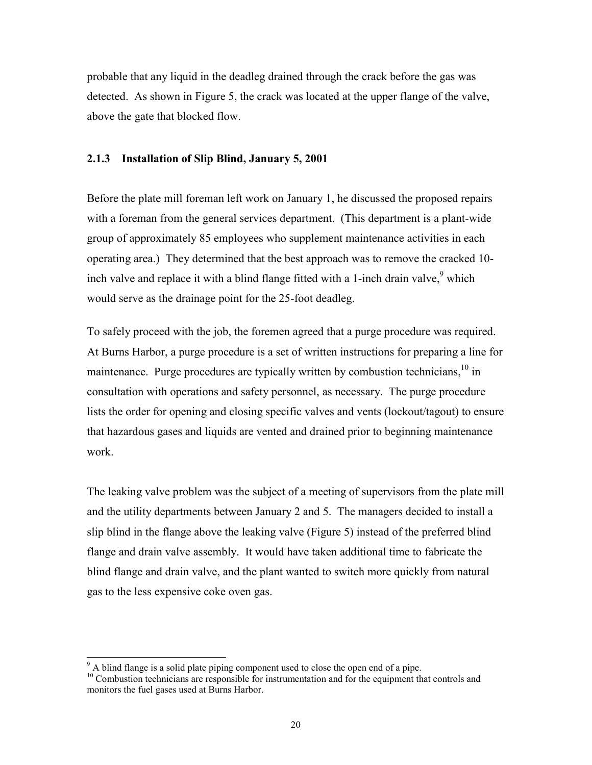probable that any liquid in the deadleg drained through the crack before the gas was detected. As shown in Figure 5, the crack was located at the upper flange of the valve, above the gate that blocked flow.

### 2.1.3 Installation of Slip Blind, January 5, 2001

Before the plate mill foreman left work on January 1, he discussed the proposed repairs with a foreman from the general services department. (This department is a plant-wide group of approximately 85 employees who supplement maintenance activities in each operating area.) They determined that the best approach was to remove the cracked 10-inch valve and replace it with a blind flange fitted with a 1-inch drain valve,[9] which would serve as the drainage point for the 25-foot deadleg.

To safely proceed with the job, the foremen agreed that a purge procedure was required. At Burns Harbor, a purge procedure is a set of written instructions for preparing a line for maintenance. Purge procedures are typically written by combustion technicians,[10] in consultation with operations and safety personnel, as necessary. The purge procedure lists the order for opening and closing specific valves and vents (lockout/tagout) to ensure that hazardous gases and liquids are vented and drained prior to beginning maintenance work.

The leaking valve problem was the subject of a meeting of supervisors from the plate mill and the utility departments between January 2 and 5. The managers decided to install a slip blind in the flange above the leaking valve (Figure 5) instead of the preferred blind flange and drain valve assembly. It would have taken additional time to fabricate the blind flange and drain valve, and the plant wanted to switch more quickly from natural gas to the less expensive coke oven gas.

---

[9] A blind flange is a solid plate piping component used to close the open end of a pipe.

[10] Combustion technicians are responsible for instrumentation and for the equipment that controls and monitors the fuel gases used at Burns Harbor.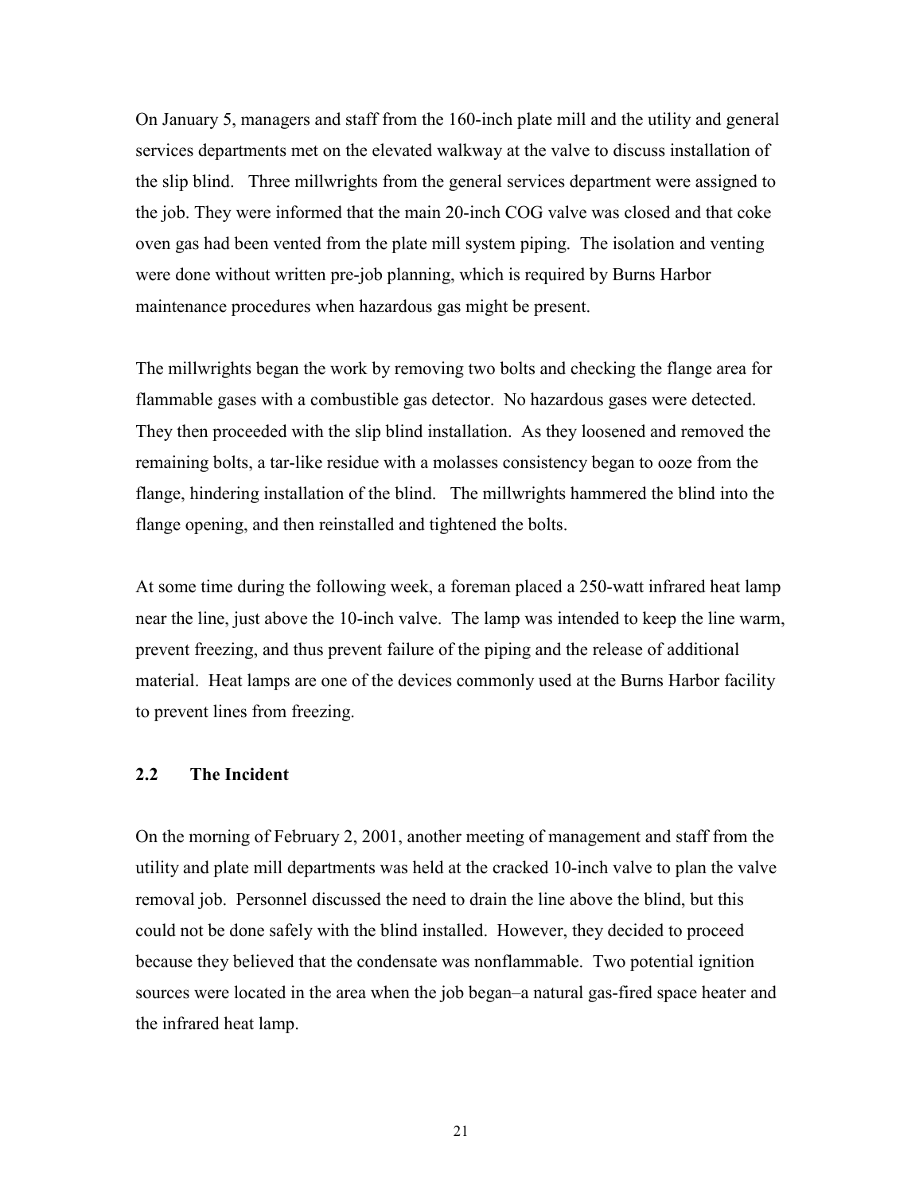On January 5, managers and staff from the 160-inch plate mill and the utility and general services departments met on the elevated walkway at the valve to discuss installation of the slip blind. Three millwrights from the general services department were assigned to the job. They were informed that the main 20-inch COG valve was closed and that coke oven gas had been vented from the plate mill system piping. The isolation and venting were done without written pre-job planning, which is required by Burns Harbor maintenance procedures when hazardous gas might be present.

The millwrights began the work by removing two bolts and checking the flange area for flammable gases with a combustible gas detector. No hazardous gases were detected. They then proceeded with the slip blind installation. As they loosened and removed the remaining bolts, a tar-like residue with a molasses consistency began to ooze from the flange, hindering installation of the blind. The millwrights hammered the blind into the flange opening, and then reinstalled and tightened the bolts.

At some time during the following week, a foreman placed a 250-watt infrared heat lamp near the line, just above the 10-inch valve. The lamp was intended to keep the line warm, prevent freezing, and thus prevent failure of the piping and the release of additional material. Heat lamps are one of the devices commonly used at the Burns Harbor facility to prevent lines from freezing.

### 2.2 The Incident

On the morning of February 2, 2001, another meeting of management and staff from the utility and plate mill departments was held at the cracked 10-inch valve to plan the valve removal job. Personnel discussed the need to drain the line above the blind, but this could not be done safely with the blind installed. However, they decided to proceed because they believed that the condensate was nonflammable. Two potential ignition sources were located in the area when the job began–a natural gas-fired space heater and the infrared heat lamp.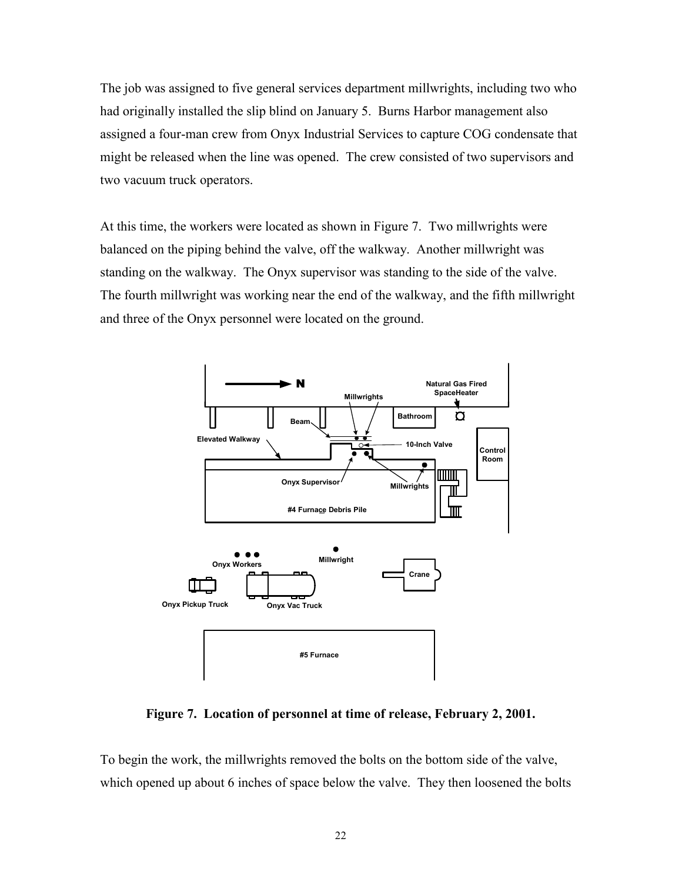The job was assigned to five general services department millwrights, including two who had originally installed the slip blind on January 5. Burns Harbor management also assigned a four-man crew from Onyx Industrial Services to capture COG condensate that might be released when the line was opened. The crew consisted of two supervisors and two vacuum truck operators.

At this time, the workers were located as shown in Figure 7. Two millwrights were balanced on the piping behind the valve, off the walkway. Another millwright was standing on the walkway. The Onyx supervisor was standing to the side of the valve. The fourth millwright was working near the end of the walkway, and the fifth millwright and three of the Onyx personnel were located on the ground.

**Figure 7. Location of personnel at time of release, February 2, 2001.**

To begin the work, the millwrights removed the bolts on the bottom side of the valve, which opened up about 6 inches of space below the valve. They then loosened the bolts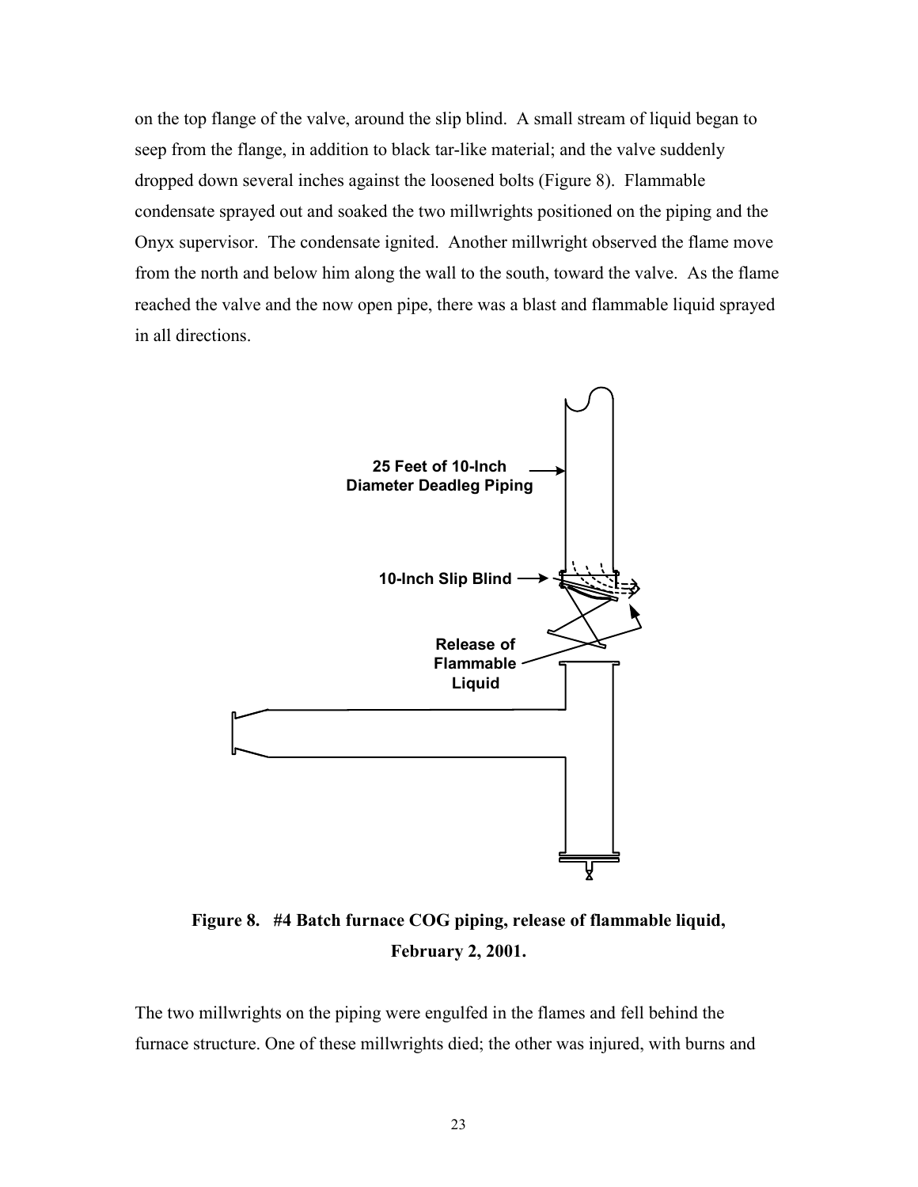on the top flange of the valve, around the slip blind. A small stream of liquid began to seep from the flange, in addition to black tar-like material; and the valve suddenly dropped down several inches against the loosened bolts (Figure 8). Flammable condensate sprayed out and soaked the two millwrights positioned on the piping and the Onyx supervisor. The condensate ignited. Another millwright observed the flame move from the north and below him along the wall to the south, toward the valve. As the flame reached the valve and the now open pipe, there was a blast and flammable liquid sprayed in all directions.

**Figure 8. #4 Batch furnace COG piping, release of flammable liquid, February 2, 2001.**

The two millwrights on the piping were engulfed in the flames and fell behind the furnace structure. One of these millwrights died; the other was injured, with burns and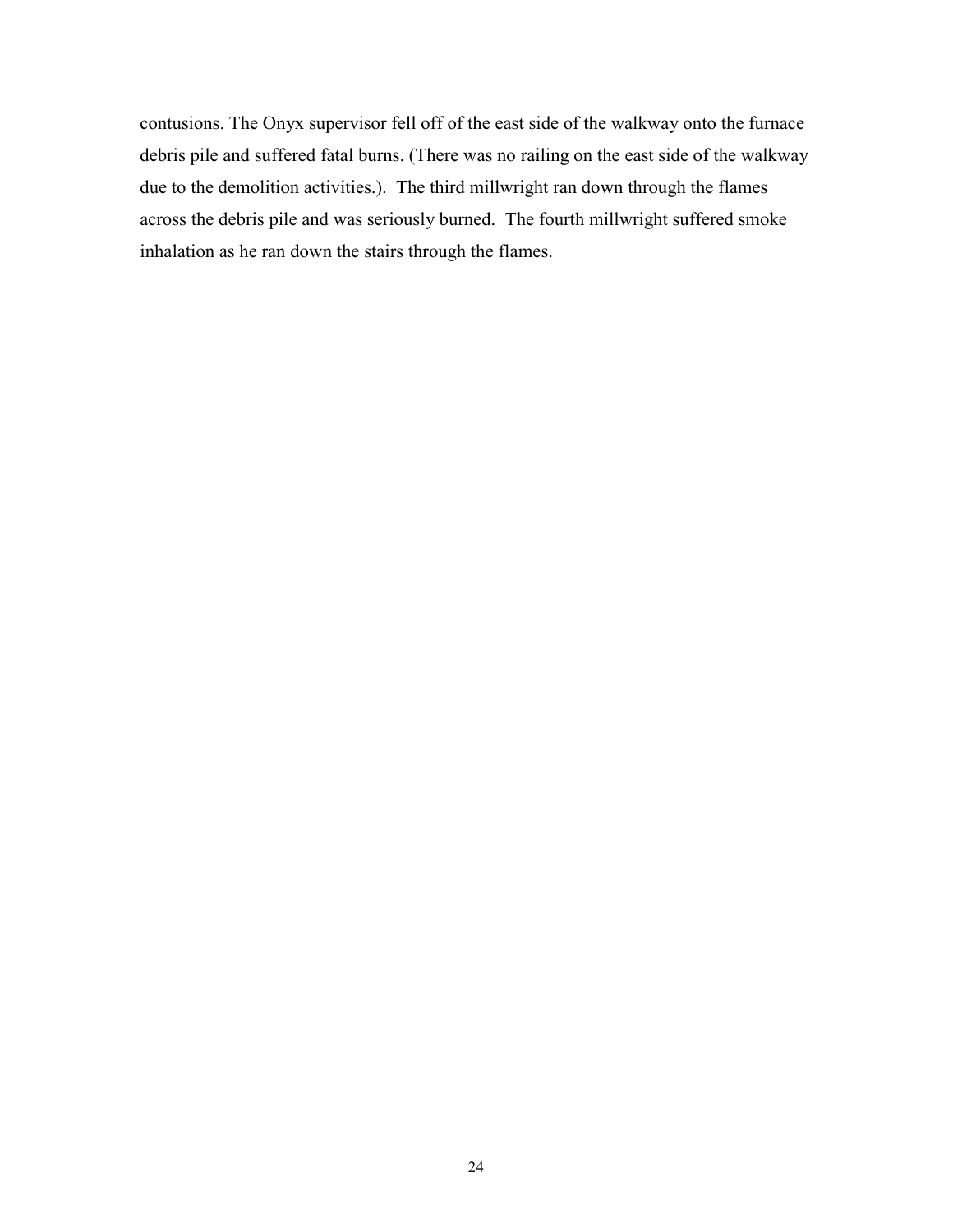contusions. The Onyx supervisor fell off of the east side of the walkway onto the furnace debris pile and suffered fatal burns. (There was no railing on the east side of the walkway due to the demolition activities.). The third millwright ran down through the flames across the debris pile and was seriously burned. The fourth millwright suffered smoke inhalation as he ran down the stairs through the flames.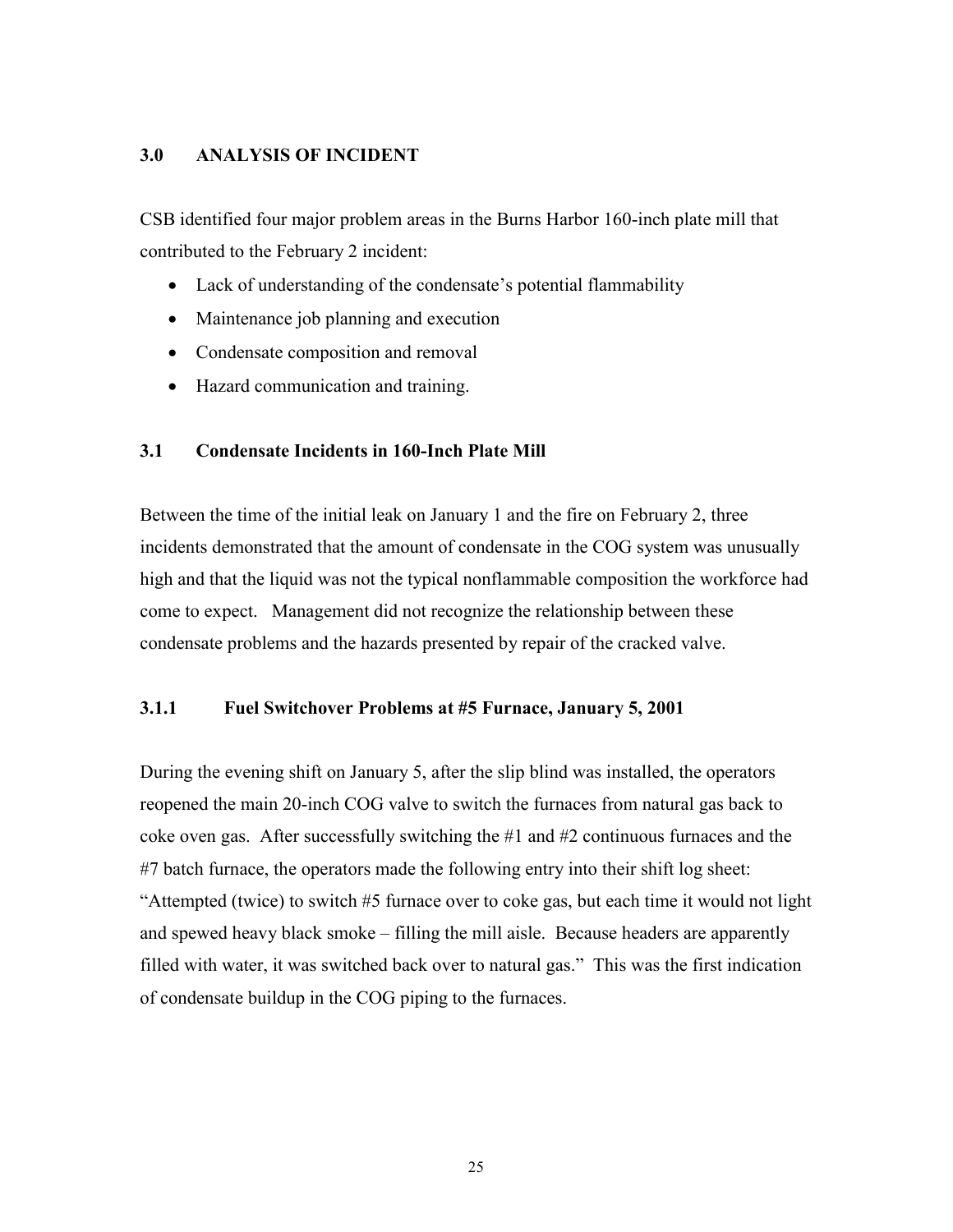## 3.0 ANALYSIS OF INCIDENT

CSB identified four major problem areas in the Burns Harbor 160-inch plate mill that contributed to the February 2 incident:

- Lack of understanding of the condensate's potential flammability
- Maintenance job planning and execution
- Condensate composition and removal
- Hazard communication and training.

### 3.1 Condensate Incidents in 160-Inch Plate Mill

Between the time of the initial leak on January 1 and the fire on February 2, three incidents demonstrated that the amount of condensate in the COG system was unusually high and that the liquid was not the typical nonflammable composition the workforce had come to expect. Management did not recognize the relationship between these condensate problems and the hazards presented by repair of the cracked valve.

#### 3.1.1 Fuel Switchover Problems at #5 Furnace, January 5, 2001

During the evening shift on January 5, after the slip blind was installed, the operators reopened the main 20-inch COG valve to switch the furnaces from natural gas back to coke oven gas. After successfully switching the #1 and #2 continuous furnaces and the #7 batch furnace, the operators made the following entry into their shift log sheet: "Attempted (twice) to switch #5 furnace over to coke gas, but each time it would not light and spewed heavy black smoke – filling the mill aisle. Because headers are apparently filled with water, it was switched back over to natural gas." This was the first indication of condensate buildup in the COG piping to the furnaces.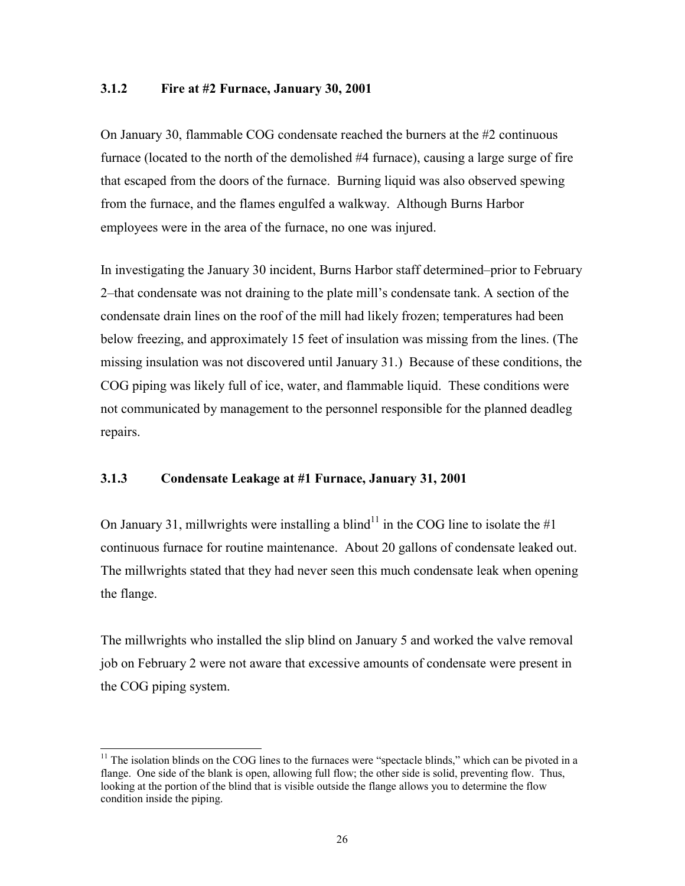### 3.1.2 Fire at #2 Furnace, January 30, 2001

On January 30, flammable COG condensate reached the burners at the #2 continuous furnace (located to the north of the demolished #4 furnace), causing a large surge of fire that escaped from the doors of the furnace. Burning liquid was also observed spewing from the furnace, and the flames engulfed a walkway. Although Burns Harbor employees were in the area of the furnace, no one was injured.

In investigating the January 30 incident, Burns Harbor staff determined–prior to February 2–that condensate was not draining to the plate mill's condensate tank. A section of the condensate drain lines on the roof of the mill had likely frozen; temperatures had been below freezing, and approximately 15 feet of insulation was missing from the lines. (The missing insulation was not discovered until January 31.) Because of these conditions, the COG piping was likely full of ice, water, and flammable liquid. These conditions were not communicated by management to the personnel responsible for the planned deadleg repairs.

### 3.1.3 Condensate Leakage at #1 Furnace, January 31, 2001

On January 31, millwrights were installing a blind[11] in the COG line to isolate the #1 continuous furnace for routine maintenance. About 20 gallons of condensate leaked out. The millwrights stated that they had never seen this much condensate leak when opening the flange.

The millwrights who installed the slip blind on January 5 and worked the valve removal job on February 2 were not aware that excessive amounts of condensate were present in the COG piping system.

[11] The isolation blinds on the COG lines to the furnaces were "spectacle blinds," which can be pivoted in a flange. One side of the blank is open, allowing full flow; the other side is solid, preventing flow. Thus, looking at the portion of the blind that is visible outside the flange allows you to determine the flow condition inside the piping.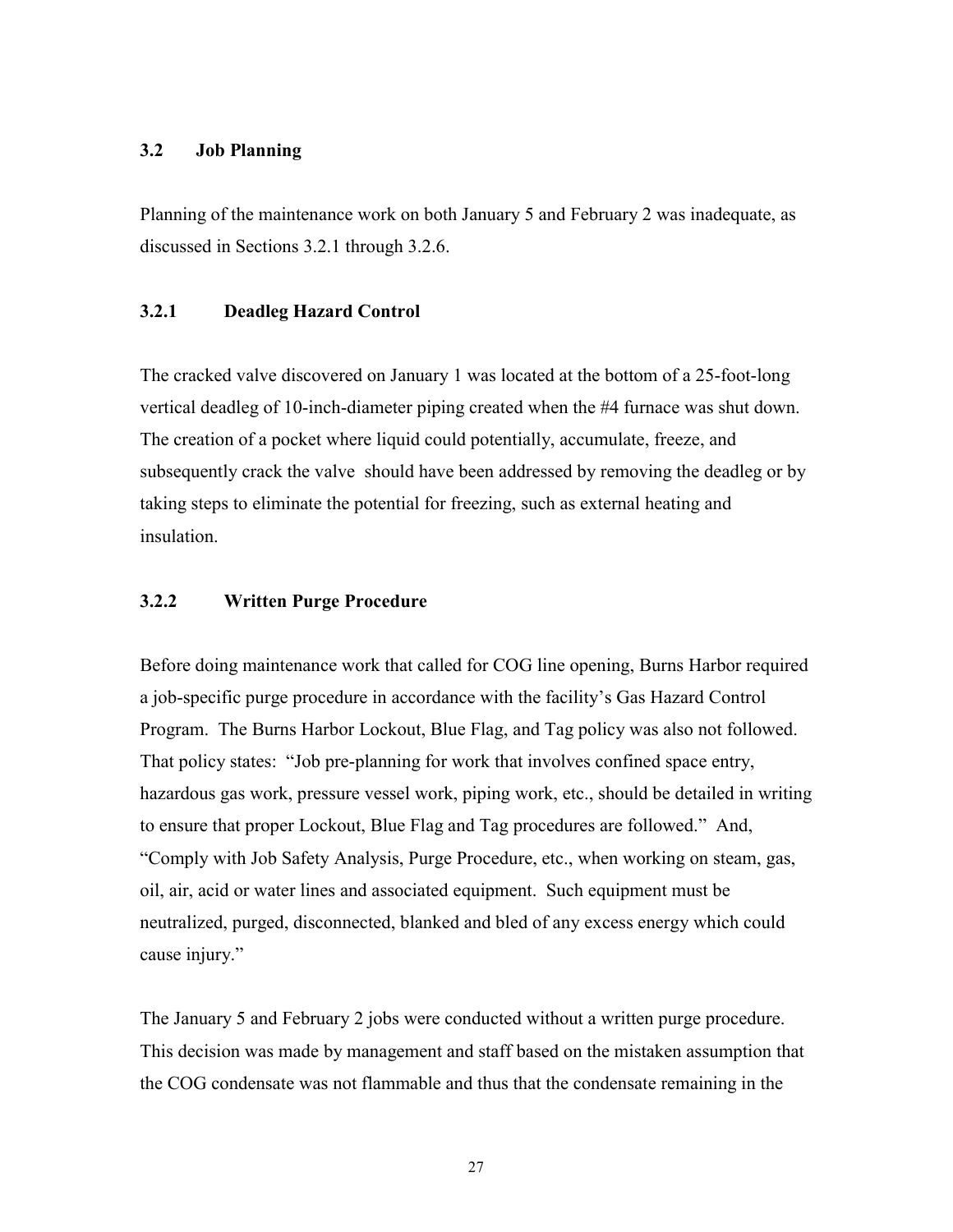### 3.2 Job Planning

Planning of the maintenance work on both January 5 and February 2 was inadequate, as discussed in Sections 3.2.1 through 3.2.6.

#### 3.2.1 Deadleg Hazard Control

The cracked valve discovered on January 1 was located at the bottom of a 25-foot-long vertical deadleg of 10-inch-diameter piping created when the #4 furnace was shut down. The creation of a pocket where liquid could potentially, accumulate, freeze, and subsequently crack the valve should have been addressed by removing the deadleg or by taking steps to eliminate the potential for freezing, such as external heating and insulation.

#### 3.2.2 Written Purge Procedure

Before doing maintenance work that called for COG line opening, Burns Harbor required a job-specific purge procedure in accordance with the facility's Gas Hazard Control Program. The Burns Harbor Lockout, Blue Flag, and Tag policy was also not followed. That policy states: "Job pre-planning for work that involves confined space entry, hazardous gas work, pressure vessel work, piping work, etc., should be detailed in writing to ensure that proper Lockout, Blue Flag and Tag procedures are followed." And, "Comply with Job Safety Analysis, Purge Procedure, etc., when working on steam, gas, oil, air, acid or water lines and associated equipment. Such equipment must be neutralized, purged, disconnected, blanked and bled of any excess energy which could cause injury."

The January 5 and February 2 jobs were conducted without a written purge procedure. This decision was made by management and staff based on the mistaken assumption that the COG condensate was not flammable and thus that the condensate remaining in the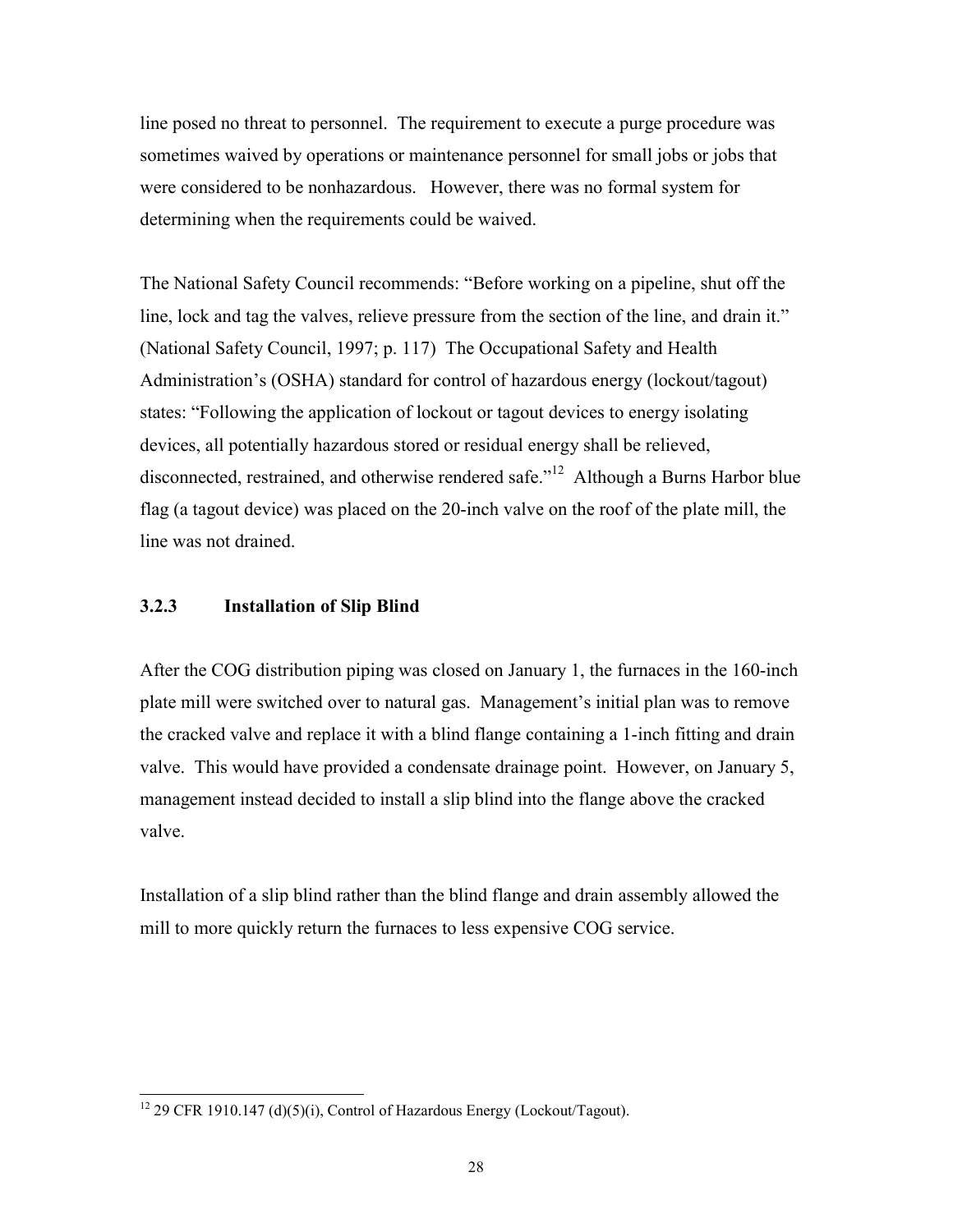line posed no threat to personnel. The requirement to execute a purge procedure was sometimes waived by operations or maintenance personnel for small jobs or jobs that were considered to be nonhazardous. However, there was no formal system for determining when the requirements could be waived.

The National Safety Council recommends: "Before working on a pipeline, shut off the line, lock and tag the valves, relieve pressure from the section of the line, and drain it." (National Safety Council, 1997; p. 117) The Occupational Safety and Health Administration's (OSHA) standard for control of hazardous energy (lockout/tagout) states: "Following the application of lockout or tagout devices to energy isolating devices, all potentially hazardous stored or residual energy shall be relieved, disconnected, restrained, and otherwise rendered safe."[12] Although a Burns Harbor blue flag (a tagout device) was placed on the 20-inch valve on the roof of the plate mill, the line was not drained.

### 3.2.3 Installation of Slip Blind

After the COG distribution piping was closed on January 1, the furnaces in the 160-inch plate mill were switched over to natural gas. Management's initial plan was to remove the cracked valve and replace it with a blind flange containing a 1-inch fitting and drain valve. This would have provided a condensate drainage point. However, on January 5, management instead decided to install a slip blind into the flange above the cracked valve.

Installation of a slip blind rather than the blind flange and drain assembly allowed the mill to more quickly return the furnaces to less expensive COG service.

---

[12] 29 CFR 1910.147 (d)(5)(i), Control of Hazardous Energy (Lockout/Tagout).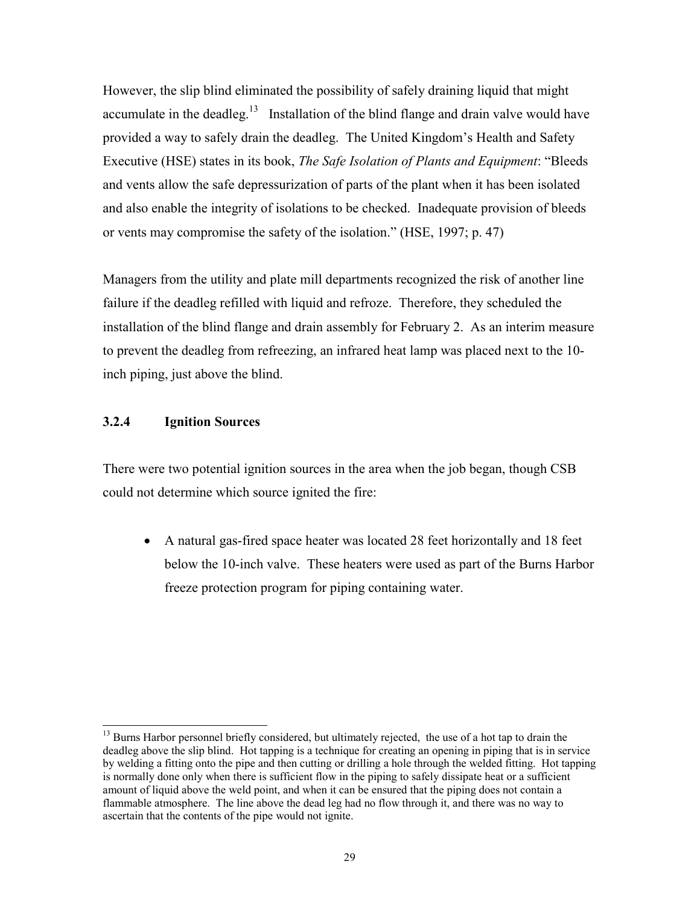However, the slip blind eliminated the possibility of safely draining liquid that might accumulate in the deadleg.[13] Installation of the blind flange and drain valve would have provided a way to safely drain the deadleg. The United Kingdom's Health and Safety Executive (HSE) states in its book, *The Safe Isolation of Plants and Equipment*: "Bleeds and vents allow the safe depressurization of parts of the plant when it has been isolated and also enable the integrity of isolations to be checked. Inadequate provision of bleeds or vents may compromise the safety of the isolation." (HSE, 1997; p. 47)

Managers from the utility and plate mill departments recognized the risk of another line failure if the deadleg refilled with liquid and refroze. Therefore, they scheduled the installation of the blind flange and drain assembly for February 2. As an interim measure to prevent the deadleg from refreezing, an infrared heat lamp was placed next to the 10-inch piping, just above the blind.

### 3.2.4 Ignition Sources

There were two potential ignition sources in the area when the job began, though CSB could not determine which source ignited the fire:

- A natural gas-fired space heater was located 28 feet horizontally and 18 feet below the 10-inch valve. These heaters were used as part of the Burns Harbor freeze protection program for piping containing water.

---

[13] Burns Harbor personnel briefly considered, but ultimately rejected, the use of a hot tap to drain the deadleg above the slip blind. Hot tapping is a technique for creating an opening in piping that is in service by welding a fitting onto the pipe and then cutting or drilling a hole through the welded fitting. Hot tapping is normally done only when there is sufficient flow in the piping to safely dissipate heat or a sufficient amount of liquid above the weld point, and when it can be ensured that the piping does not contain a flammable atmosphere. The line above the dead leg had no flow through it, and there was no way to ascertain that the contents of the pipe would not ignite.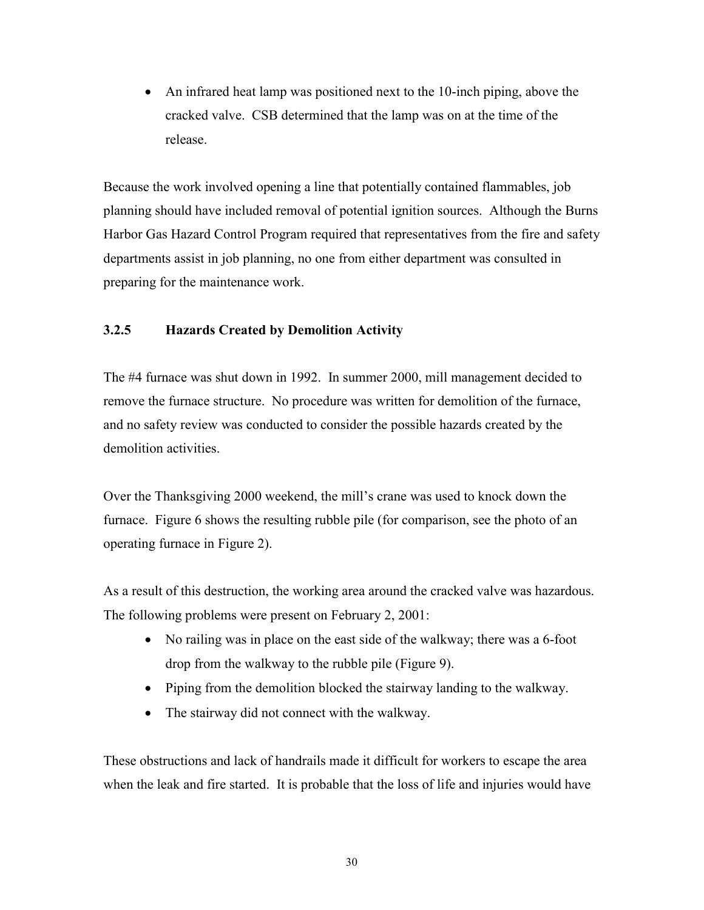- An infrared heat lamp was positioned next to the 10-inch piping, above the cracked valve. CSB determined that the lamp was on at the time of the release.

Because the work involved opening a line that potentially contained flammables, job planning should have included removal of potential ignition sources. Although the Burns Harbor Gas Hazard Control Program required that representatives from the fire and safety departments assist in job planning, no one from either department was consulted in preparing for the maintenance work.

### 3.2.5 Hazards Created by Demolition Activity

The #4 furnace was shut down in 1992. In summer 2000, mill management decided to remove the furnace structure. No procedure was written for demolition of the furnace, and no safety review was conducted to consider the possible hazards created by the demolition activities.

Over the Thanksgiving 2000 weekend, the mill's crane was used to knock down the furnace. Figure 6 shows the resulting rubble pile (for comparison, see the photo of an operating furnace in Figure 2).

As a result of this destruction, the working area around the cracked valve was hazardous. The following problems were present on February 2, 2001:

- No railing was in place on the east side of the walkway; there was a 6-foot drop from the walkway to the rubble pile (Figure 9).
- Piping from the demolition blocked the stairway landing to the walkway.
- The stairway did not connect with the walkway.

These obstructions and lack of handrails made it difficult for workers to escape the area when the leak and fire started. It is probable that the loss of life and injuries would have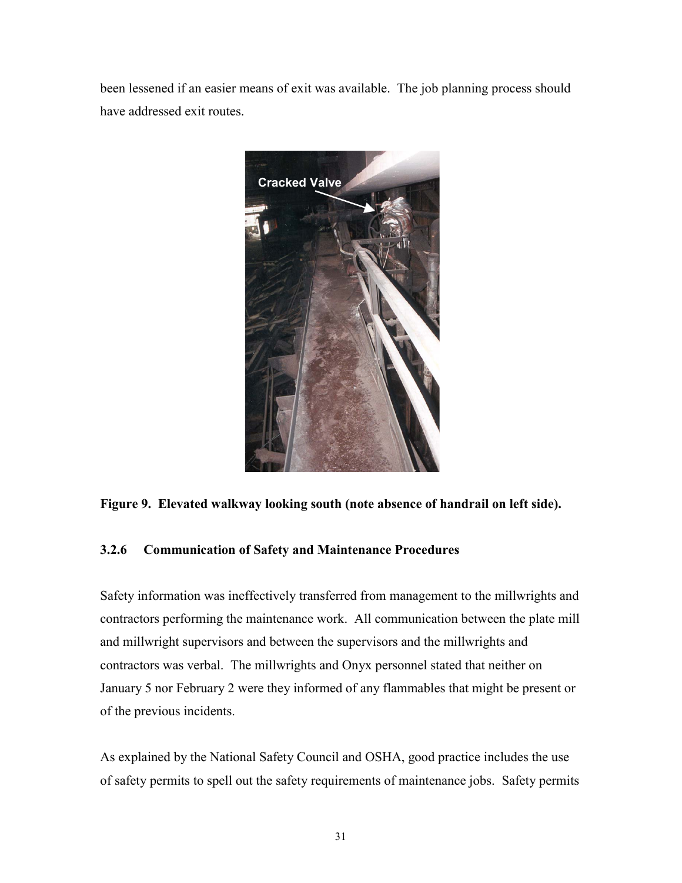been lessened if an easier means of exit was available. The job planning process should have addressed exit routes.

**Figure 9. Elevated walkway looking south (note absence of handrail on left side).**

### 3.2.6 Communication of Safety and Maintenance Procedures

Safety information was ineffectively transferred from management to the millwrights and contractors performing the maintenance work. All communication between the plate mill and millwright supervisors and between the supervisors and the millwrights and contractors was verbal. The millwrights and Onyx personnel stated that neither on January 5 nor February 2 were they informed of any flammables that might be present or of the previous incidents.

As explained by the National Safety Council and OSHA, good practice includes the use of safety permits to spell out the safety requirements of maintenance jobs. Safety permits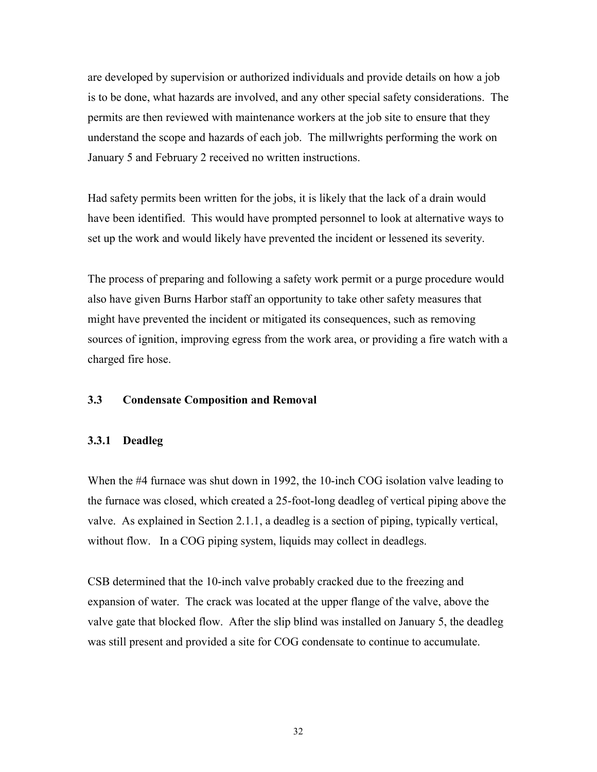are developed by supervision or authorized individuals and provide details on how a job is to be done, what hazards are involved, and any other special safety considerations. The permits are then reviewed with maintenance workers at the job site to ensure that they understand the scope and hazards of each job. The millwrights performing the work on January 5 and February 2 received no written instructions.

Had safety permits been written for the jobs, it is likely that the lack of a drain would have been identified. This would have prompted personnel to look at alternative ways to set up the work and would likely have prevented the incident or lessened its severity.

The process of preparing and following a safety work permit or a purge procedure would also have given Burns Harbor staff an opportunity to take other safety measures that might have prevented the incident or mitigated its consequences, such as removing sources of ignition, improving egress from the work area, or providing a fire watch with a charged fire hose.

## 3.3 Condensate Composition and Removal

### 3.3.1 Deadleg

When the #4 furnace was shut down in 1992, the 10-inch COG isolation valve leading to the furnace was closed, which created a 25-foot-long deadleg of vertical piping above the valve. As explained in Section 2.1.1, a deadleg is a section of piping, typically vertical, without flow. In a COG piping system, liquids may collect in deadlegs.

CSB determined that the 10-inch valve probably cracked due to the freezing and expansion of water. The crack was located at the upper flange of the valve, above the valve gate that blocked flow. After the slip blind was installed on January 5, the deadleg was still present and provided a site for COG condensate to continue to accumulate.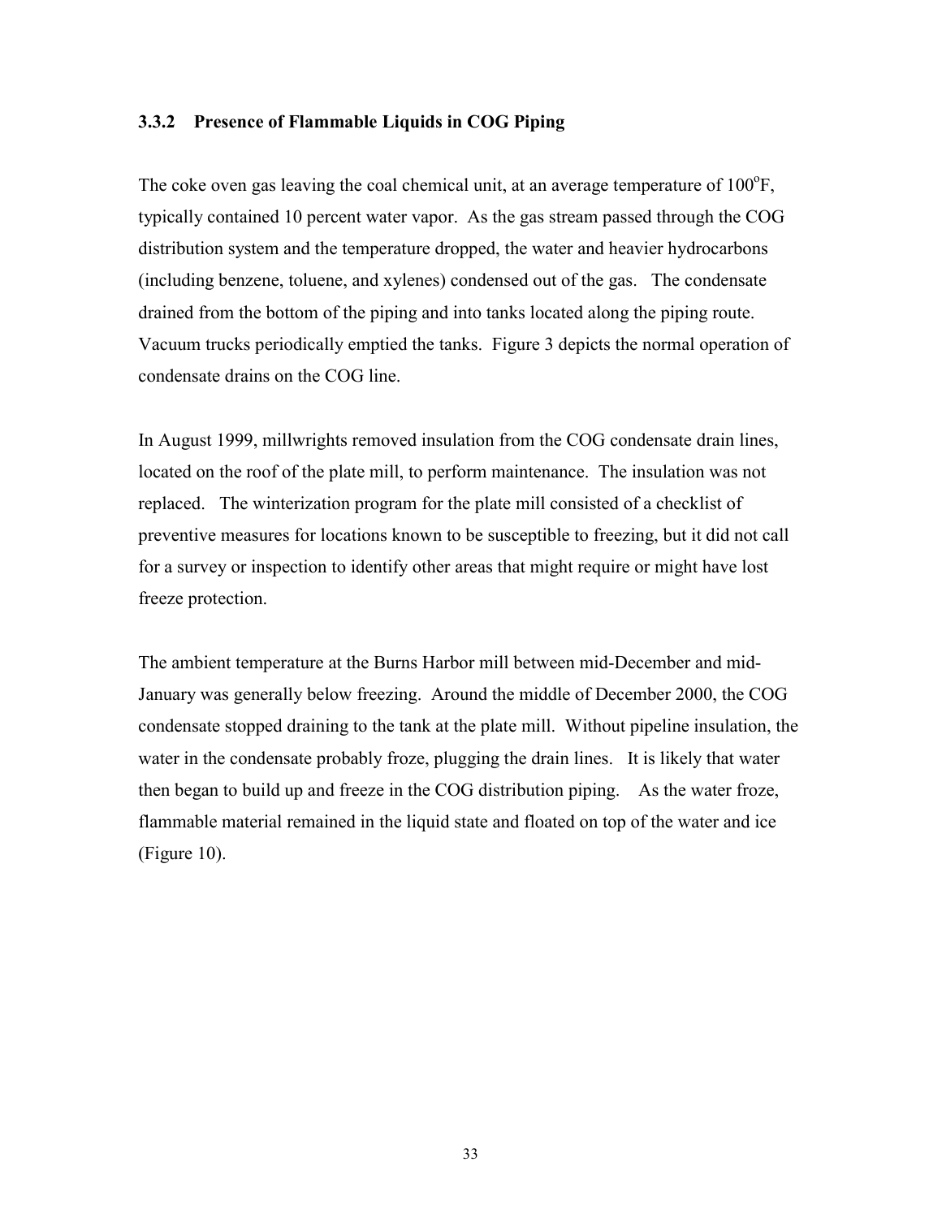### 3.3.2 Presence of Flammable Liquids in COG Piping

The coke oven gas leaving the coal chemical unit, at an average temperature of $100^{o}F$, typically contained 10 percent water vapor. As the gas stream passed through the COG distribution system and the temperature dropped, the water and heavier hydrocarbons (including benzene, toluene, and xylenes) condensed out of the gas. The condensate drained from the bottom of the piping and into tanks located along the piping route. Vacuum trucks periodically emptied the tanks. Figure 3 depicts the normal operation of condensate drains on the COG line.

In August 1999, millwrights removed insulation from the COG condensate drain lines, located on the roof of the plate mill, to perform maintenance. The insulation was not replaced. The winterization program for the plate mill consisted of a checklist of preventive measures for locations known to be susceptible to freezing, but it did not call for a survey or inspection to identify other areas that might require or might have lost freeze protection.

The ambient temperature at the Burns Harbor mill between mid-December and mid-January was generally below freezing. Around the middle of December 2000, the COG condensate stopped draining to the tank at the plate mill. Without pipeline insulation, the water in the condensate probably froze, plugging the drain lines. It is likely that water then began to build up and freeze in the COG distribution piping. As the water froze, flammable material remained in the liquid state and floated on top of the water and ice (Figure 10).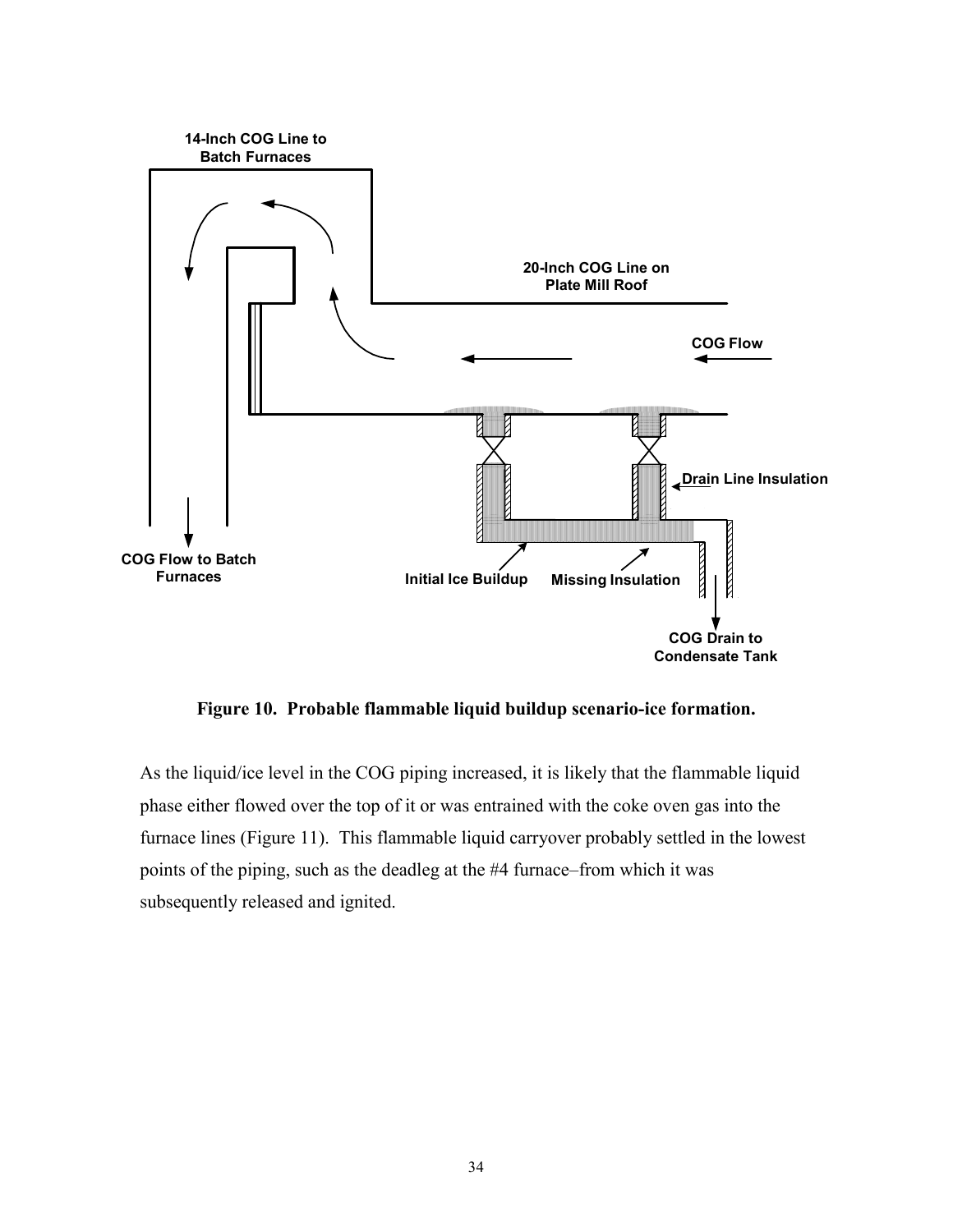**Figure 10. Probable flammable liquid buildup scenario-ice formation.**

As the liquid/ice level in the COG piping increased, it is likely that the flammable liquid phase either flowed over the top of it or was entrained with the coke oven gas into the furnace lines (Figure 11). This flammable liquid carryover probably settled in the lowest points of the piping, such as the deadleg at the #4 furnace–from which it was subsequently released and ignited.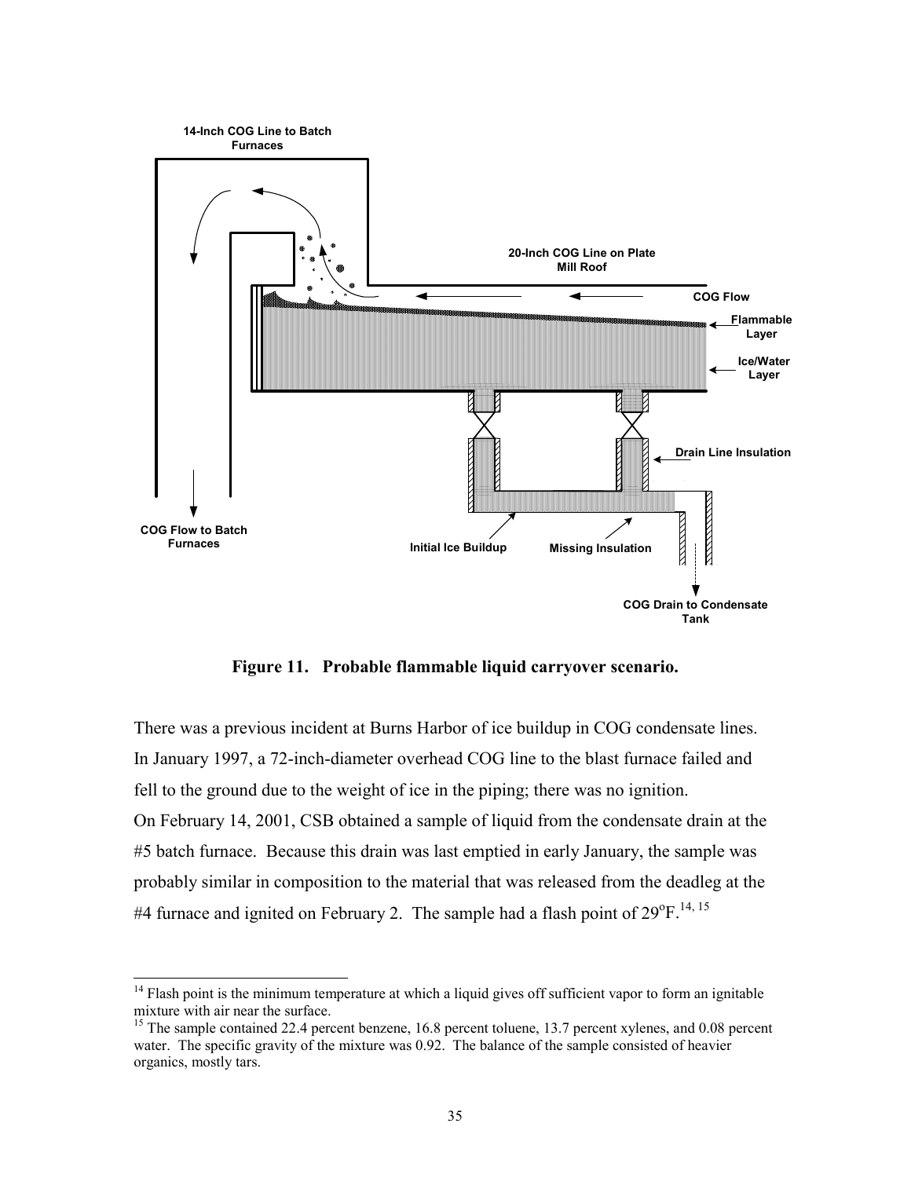**Figure 11. Probable flammable liquid carryover scenario.**

There was a previous incident at Burns Harbor of ice buildup in COG condensate lines. In January 1997, a 72-inch-diameter overhead COG line to the blast furnace failed and fell to the ground due to the weight of ice in the piping; there was no ignition.

On February 14, 2001, CSB obtained a sample of liquid from the condensate drain at the #5 batch furnace. Because this drain was last emptied in early January, the sample was probably similar in composition to the material that was released from the deadleg at the #4 furnace and ignited on February 2. The sample had a flash point of 29°F.[14, 15]

---

[14] Flash point is the minimum temperature at which a liquid gives off sufficient vapor to form an ignitable mixture with air near the surface.

[15] The sample contained 22.4 percent benzene, 16.8 percent toluene, 13.7 percent xylenes, and 0.08 percent water. The specific gravity of the mixture was 0.92. The balance of the sample consisted of heavier organics, mostly tars.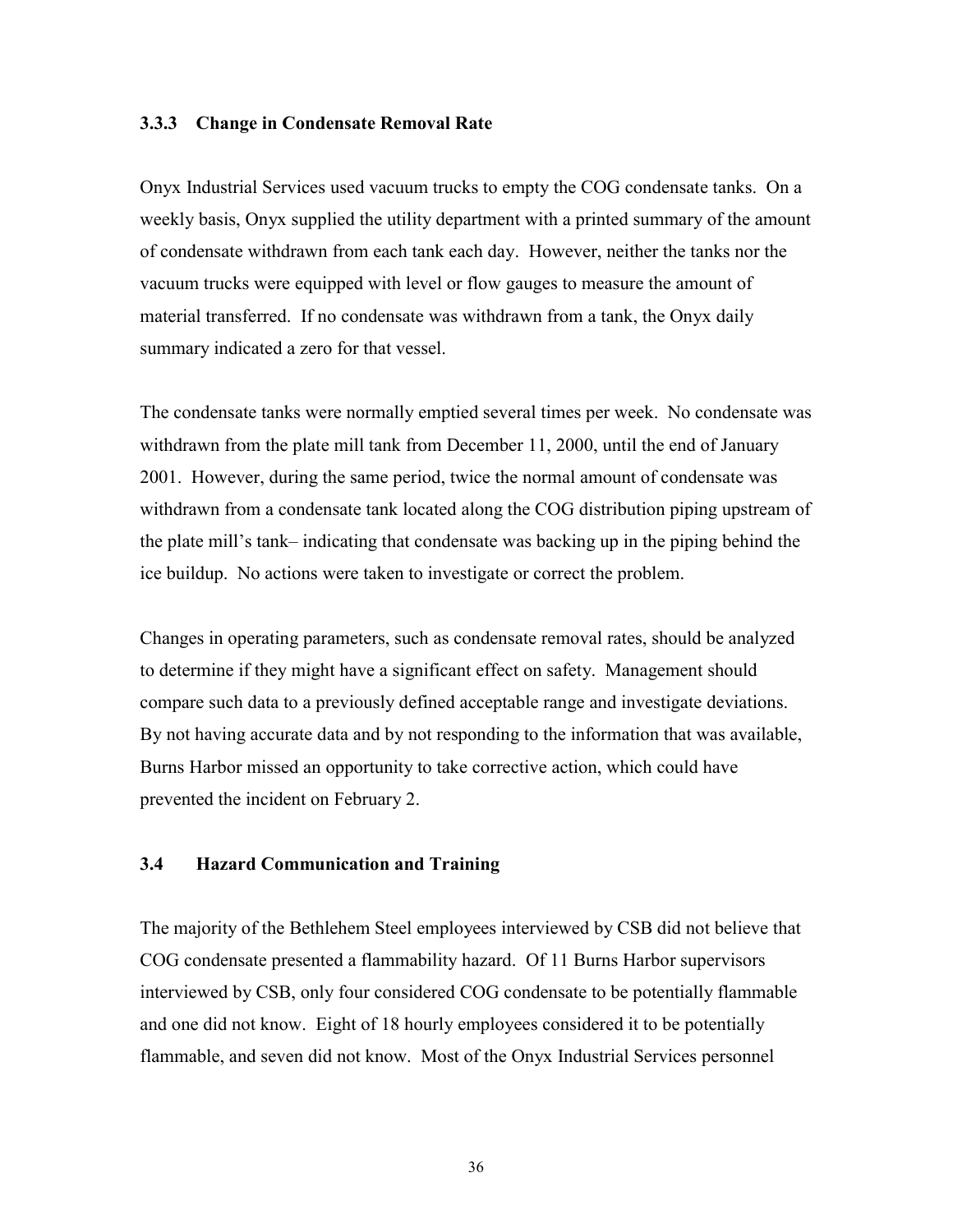### 3.3.3 Change in Condensate Removal Rate

Onyx Industrial Services used vacuum trucks to empty the COG condensate tanks. On a weekly basis, Onyx supplied the utility department with a printed summary of the amount of condensate withdrawn from each tank each day. However, neither the tanks nor the vacuum trucks were equipped with level or flow gauges to measure the amount of material transferred. If no condensate was withdrawn from a tank, the Onyx daily summary indicated a zero for that vessel.

The condensate tanks were normally emptied several times per week. No condensate was withdrawn from the plate mill tank from December 11, 2000, until the end of January 2001. However, during the same period, twice the normal amount of condensate was withdrawn from a condensate tank located along the COG distribution piping upstream of the plate mill's tank– indicating that condensate was backing up in the piping behind the ice buildup. No actions were taken to investigate or correct the problem.

Changes in operating parameters, such as condensate removal rates, should be analyzed to determine if they might have a significant effect on safety. Management should compare such data to a previously defined acceptable range and investigate deviations. By not having accurate data and by not responding to the information that was available, Burns Harbor missed an opportunity to take corrective action, which could have prevented the incident on February 2.

## 3.4 Hazard Communication and Training

The majority of the Bethlehem Steel employees interviewed by CSB did not believe that COG condensate presented a flammability hazard. Of 11 Burns Harbor supervisors interviewed by CSB, only four considered COG condensate to be potentially flammable and one did not know. Eight of 18 hourly employees considered it to be potentially flammable, and seven did not know. Most of the Onyx Industrial Services personnel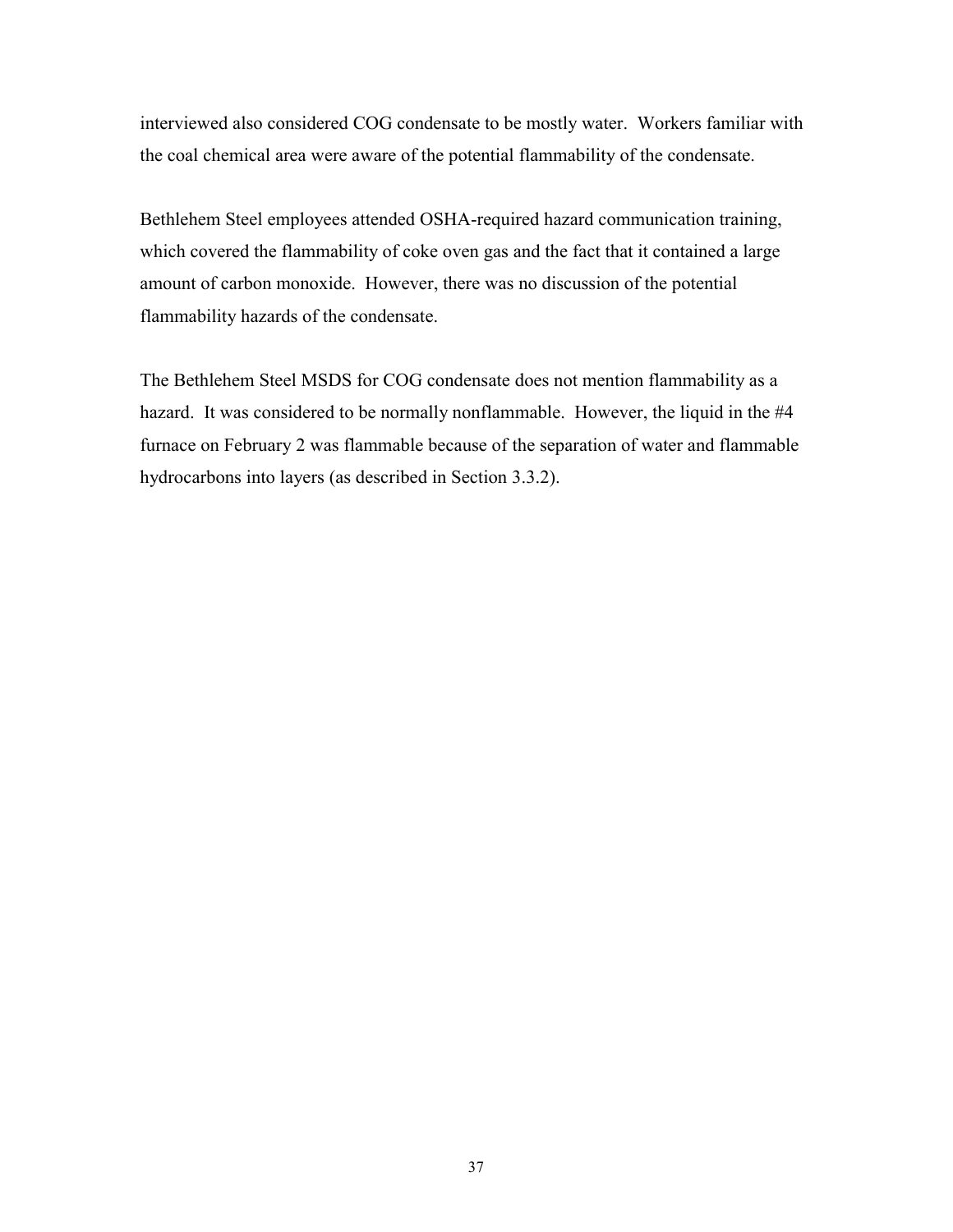interviewed also considered COG condensate to be mostly water. Workers familiar with the coal chemical area were aware of the potential flammability of the condensate.

Bethlehem Steel employees attended OSHA-required hazard communication training, which covered the flammability of coke oven gas and the fact that it contained a large amount of carbon monoxide. However, there was no discussion of the potential flammability hazards of the condensate.

The Bethlehem Steel MSDS for COG condensate does not mention flammability as a hazard. It was considered to be normally nonflammable. However, the liquid in the #4 furnace on February 2 was flammable because of the separation of water and flammable hydrocarbons into layers (as described in Section 3.3.2).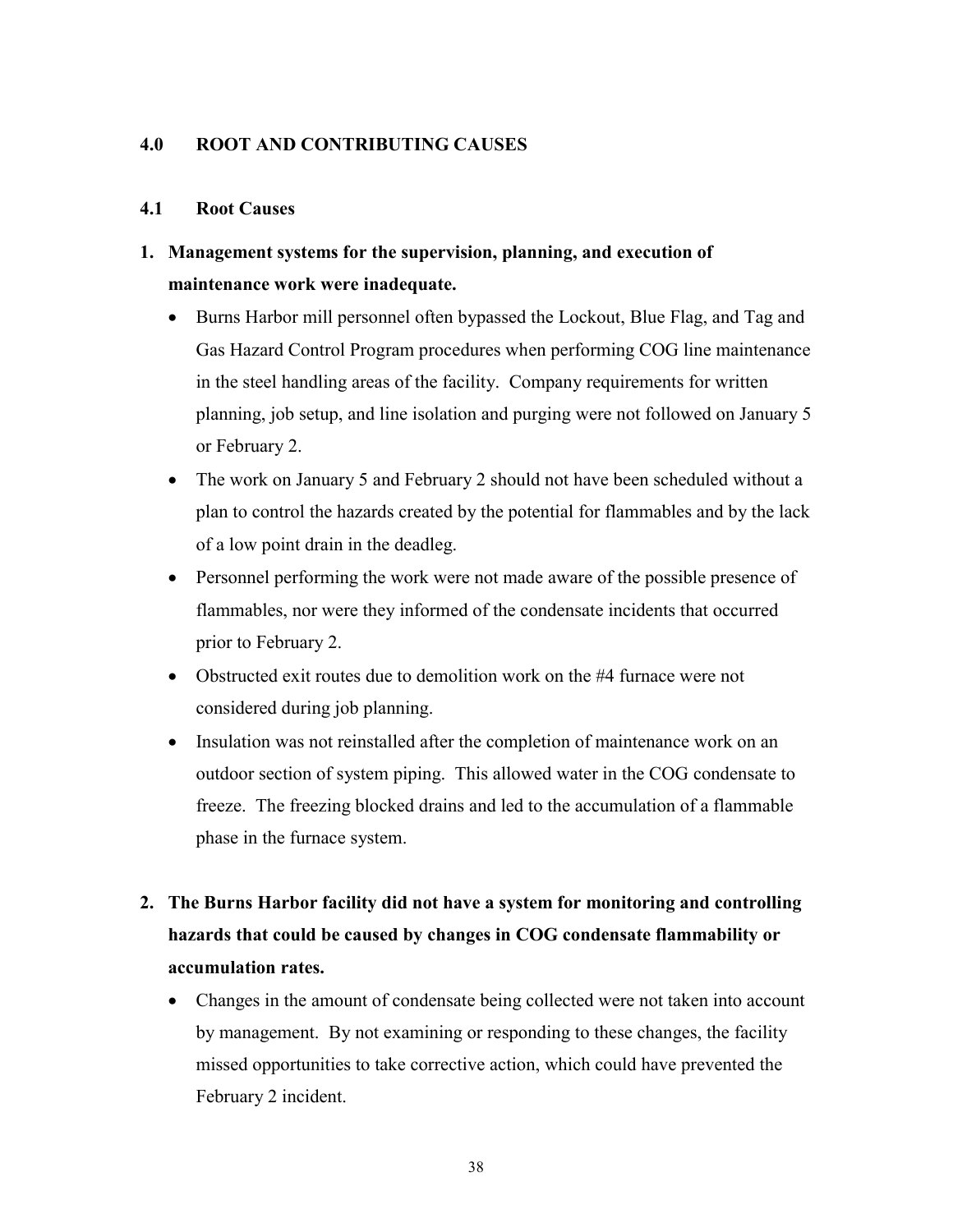## 4.0 ROOT AND CONTRIBUTING CAUSES

### 4.1 Root Causes

1. **Management systems for the supervision, planning, and execution of maintenance work were inadequate.**

   - Burns Harbor mill personnel often bypassed the Lockout, Blue Flag, and Tag and Gas Hazard Control Program procedures when performing COG line maintenance in the steel handling areas of the facility. Company requirements for written planning, job setup, and line isolation and purging were not followed on January 5 or February 2.
   - The work on January 5 and February 2 should not have been scheduled without a plan to control the hazards created by the potential for flammables and by the lack of a low point drain in the deadleg.
   - Personnel performing the work were not made aware of the possible presence of flammables, nor were they informed of the condensate incidents that occurred prior to February 2.
   - Obstructed exit routes due to demolition work on the #4 furnace were not considered during job planning.
   - Insulation was not reinstalled after the completion of maintenance work on an outdoor section of system piping. This allowed water in the COG condensate to freeze. The freezing blocked drains and led to the accumulation of a flammable phase in the furnace system.

2. **The Burns Harbor facility did not have a system for monitoring and controlling hazards that could be caused by changes in COG condensate flammability or accumulation rates.**

   - Changes in the amount of condensate being collected were not taken into account by management. By not examining or responding to these changes, the facility missed opportunities to take corrective action, which could have prevented the February 2 incident.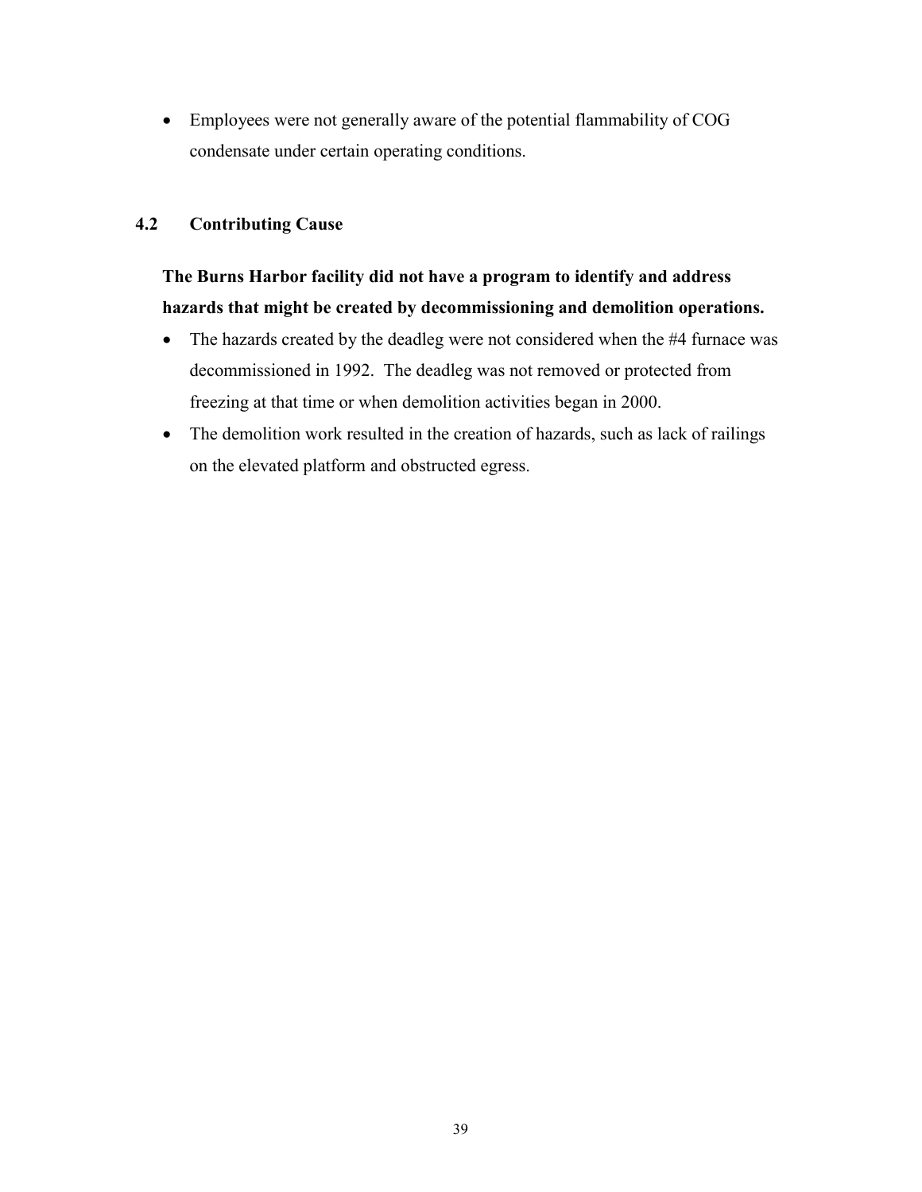- Employees were not generally aware of the potential flammability of COG condensate under certain operating conditions.

## 4.2 Contributing Cause

**The Burns Harbor facility did not have a program to identify and address hazards that might be created by decommissioning and demolition operations.**

- The hazards created by the deadleg were not considered when the #4 furnace was decommissioned in 1992. The deadleg was not removed or protected from freezing at that time or when demolition activities began in 2000.
- The demolition work resulted in the creation of hazards, such as lack of railings on the elevated platform and obstructed egress.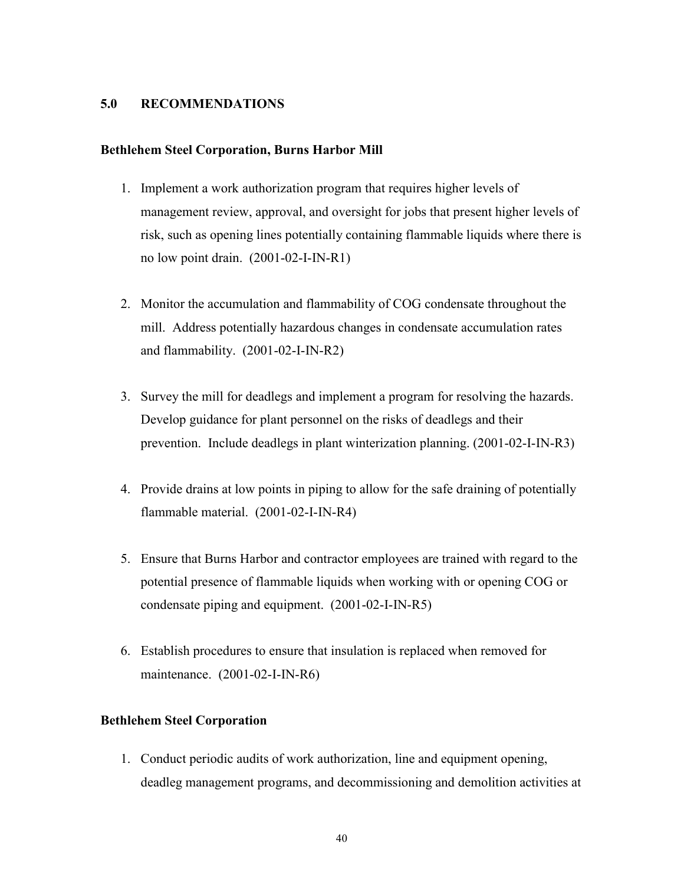## 5.0 RECOMMENDATIONS

### Bethlehem Steel Corporation, Burns Harbor Mill

1. Implement a work authorization program that requires higher levels of management review, approval, and oversight for jobs that present higher levels of risk, such as opening lines potentially containing flammable liquids where there is no low point drain. (2001-02-I-IN-R1)

2. Monitor the accumulation and flammability of COG condensate throughout the mill. Address potentially hazardous changes in condensate accumulation rates and flammability. (2001-02-I-IN-R2)

3. Survey the mill for deadlegs and implement a program for resolving the hazards. Develop guidance for plant personnel on the risks of deadlegs and their prevention. Include deadlegs in plant winterization planning. (2001-02-I-IN-R3)

4. Provide drains at low points in piping to allow for the safe draining of potentially flammable material. (2001-02-I-IN-R4)

5. Ensure that Burns Harbor and contractor employees are trained with regard to the potential presence of flammable liquids when working with or opening COG or condensate piping and equipment. (2001-02-I-IN-R5)

6. Establish procedures to ensure that insulation is replaced when removed for maintenance. (2001-02-I-IN-R6)

### Bethlehem Steel Corporation

1. Conduct periodic audits of work authorization, line and equipment opening, deadleg management programs, and decommissioning and demolition activities at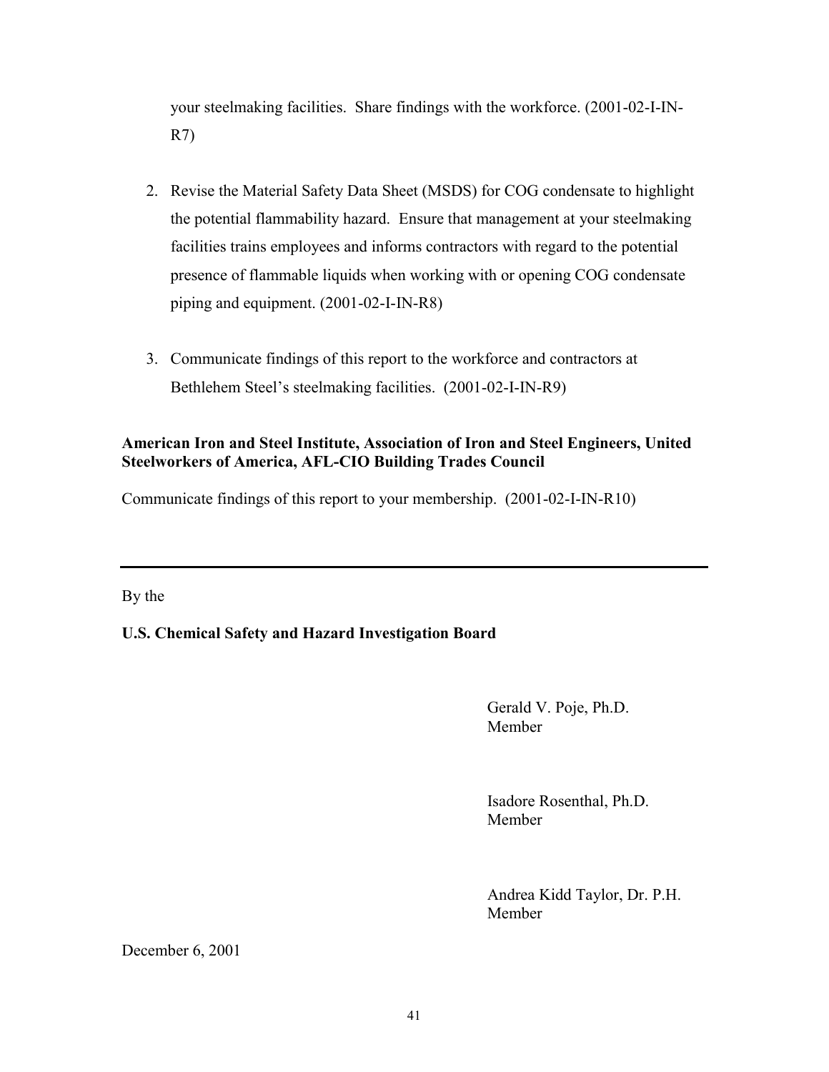your steelmaking facilities. Share findings with the workforce. (2001-02-I-IN-R7)

2. Revise the Material Safety Data Sheet (MSDS) for COG condensate to highlight the potential flammability hazard. Ensure that management at your steelmaking facilities trains employees and informs contractors with regard to the potential presence of flammable liquids when working with or opening COG condensate piping and equipment. (2001-02-I-IN-R8)

3. Communicate findings of this report to the workforce and contractors at Bethlehem Steel's steelmaking facilities. (2001-02-I-IN-R9)

**American Iron and Steel Institute, Association of Iron and Steel Engineers, United Steelworkers of America, AFL-CIO Building Trades Council**

Communicate findings of this report to your membership. (2001-02-I-IN-R10)

---

By the

**U.S. Chemical Safety and Hazard Investigation Board**

Gerald V. Poje, Ph.D.
Member

Isadore Rosenthal, Ph.D.
Member

Andrea Kidd Taylor, Dr. P.H.
Member

December 6, 2001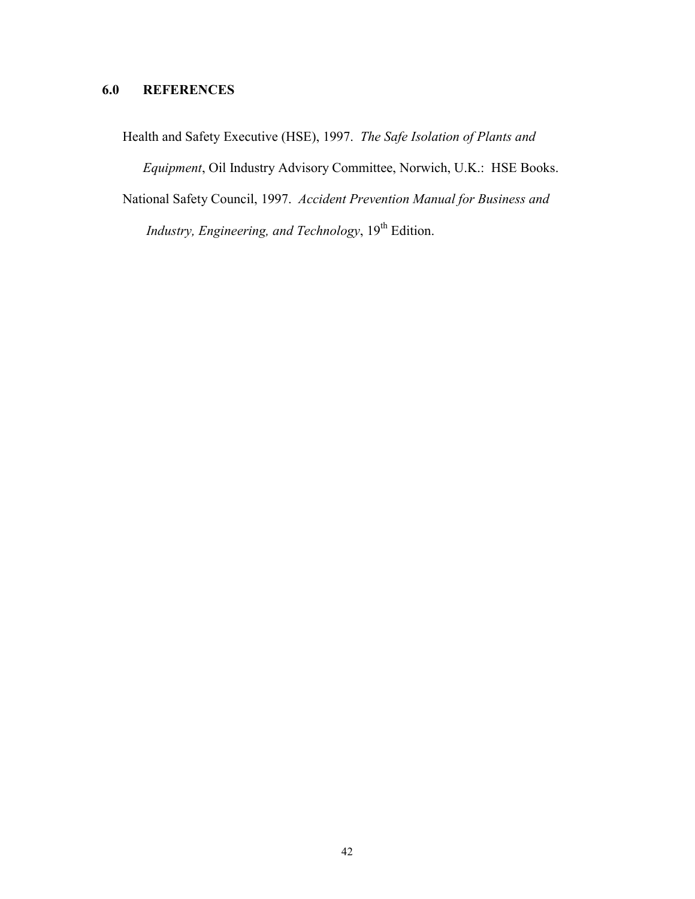## 6.0 REFERENCES

Health and Safety Executive (HSE), 1997. *The Safe Isolation of Plants and Equipment*, Oil Industry Advisory Committee, Norwich, U.K.: HSE Books.

National Safety Council, 1997. *Accident Prevention Manual for Business and Industry, Engineering, and Technology*, 19th Edition.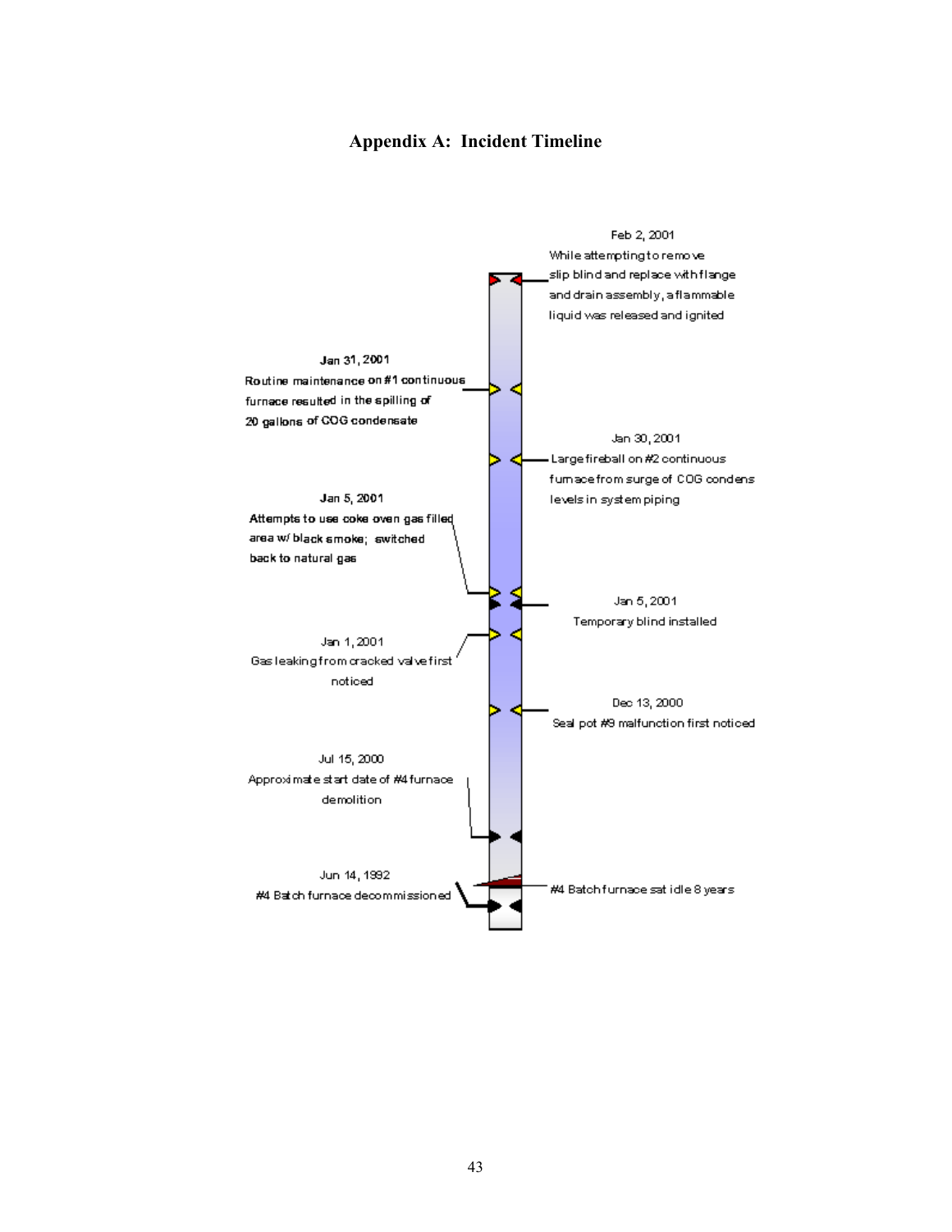## Appendix A: Incident Timeline

Feb 2, 2001
While attempting to remove slip blind and replace with flange and drain assembly, a flammable liquid was released and ignited

Jan 31, 2001
Routine maintenance on #1 continuous furnace resulted in the spilling of 20 gallons of COG condensate

Jan 30, 2001
Large fireball on #2 continuous furnace from surge of COG condens levels in system piping

Jan 5, 2001
Attempts to use coke oven gas filled area w/ black smoke; switched back to natural gas

Jan 5, 2001
Temporary blind installed

Jan 1, 2001
Gas leaking from cracked valve first noticed

Dec 13, 2000
Seal pot #9 malfunction first noticed

Jul 15, 2000
Approximate start date of #4 furnace demolition

Jun 14, 1992
#4 Batch furnace decommissioned

#4 Batch furnace sat idle 8 years